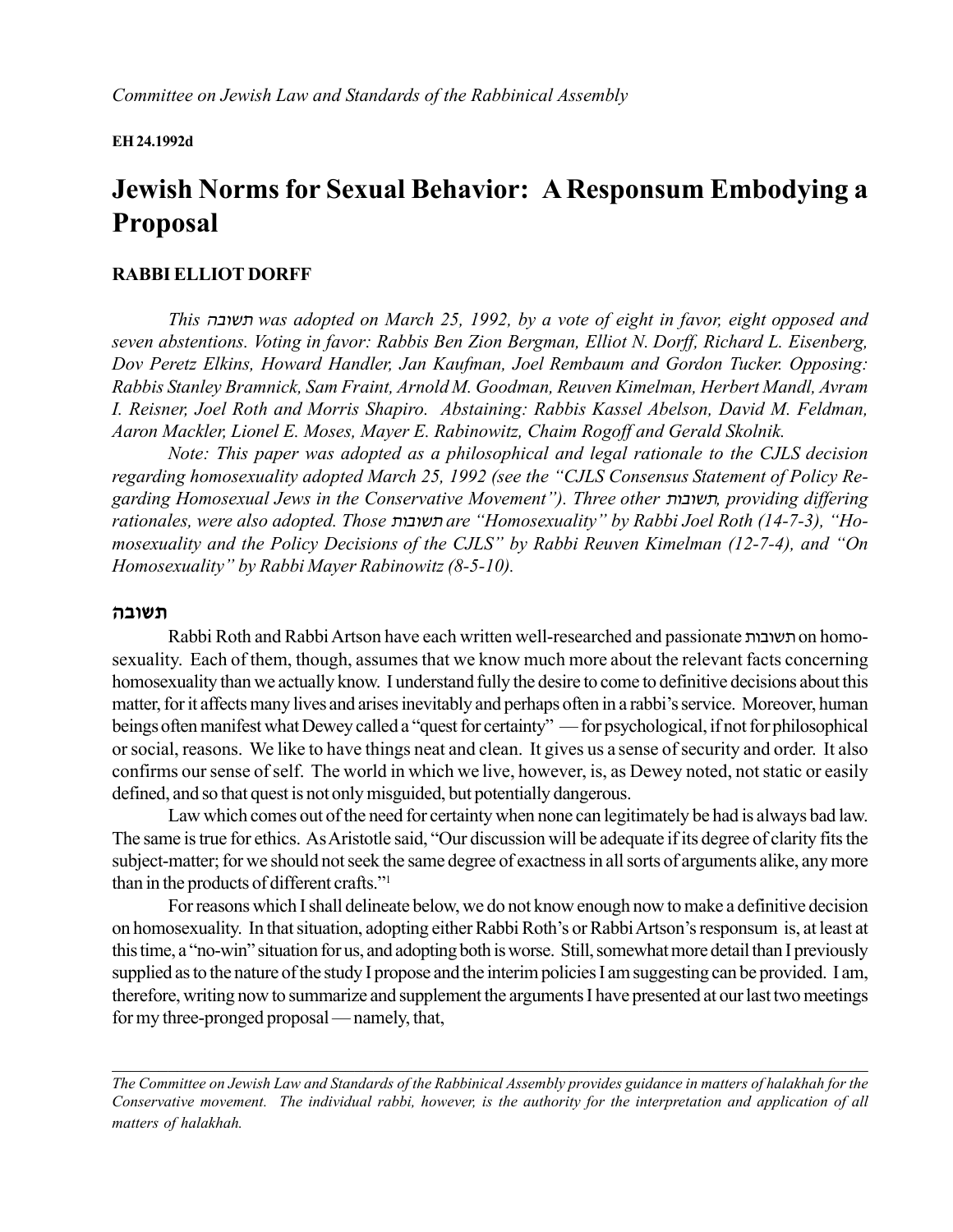*Committee on Jewish Law and Standards of the Rabbinical Assembly*

**EH 24.1992d**

# Jewish Norms for Sexual Behavior: A Responsum Embodying a Proposal

**RABBI ELLIOT DORFF**

*This תשובה was adopted on March 25, 1992, by a vote of eight in favor, eight opposed and seven abstentions. Voting in favor: Rabbis Ben Zion Bergman, Elliot N. Dorff, Richard L. Eisenberg, Dov Peretz Elkins, Howard Handler, Jan Kaufman, Joel Rembaum and Gordon Tucker. Opposing: Rabbis Stanley Bramnick, Sam Fraint, Arnold M. Goodman, Reuven Kimelman, Herbert Mandl, Avram I. Reisner, Joel Roth and Morris Shapiro. Abstaining: Rabbis Kassel Abelson, David M. Feldman, Aaron Mackler, Lionel E. Moses, Mayer E. Rabinowitz, Chaim Rogoff and Gerald Skolnik.*

*Note: This paper was adopted as a philosophical and legal rationale to the CJLS decision regarding homosexuality adopted March 25, 1992 (see the "CJLS Consensus Statement of Policy Regarding Homosexual Jews in the Conservative Movement"). Three other תשובות, providing differing rationales, were also adopted. Those תשובות are "Homosexuality" by Rabbi Joel Roth (14-7-3), "Homosexuality and the Policy Decisions of the CJLS" by Rabbi Reuven Kimelman (12-7-4), and "On Homosexuality" by Rabbi Mayer Rabinowitz (8-5-10).*

## תשובה

Rabbi Roth and Rabbi Artson have each written well-researched and passionate תשובות on homosexuality. Each of them, though, assumes that we know much more about the relevant facts concerning homosexuality than we actually know. I understand fully the desire to come to definitive decisions about this matter, for it affects many lives and arises inevitably and perhaps often in a rabbi's service. Moreover, human beings often manifest what Dewey called a "quest for certainty" — for psychological, if not for philosophical or social, reasons. We like to have things neat and clean. It gives us a sense of security and order. It also confirms our sense of self. The world in which we live, however, is, as Dewey noted, not static or easily defined, and so that quest is not only misguided, but potentially dangerous.

Law which comes out of the need for certainty when none can legitimately be had is always bad law. The same is true for ethics. As Aristotle said, "Our discussion will be adequate if its degree of clarity fits the subject-matter; for we should not seek the same degree of exactness in all sorts of arguments alike, any more than in the products of different crafts."[1]

For reasons which I shall delineate below, we do not know enough now to make a definitive decision on homosexuality. In that situation, adopting either Rabbi Roth's or Rabbi Artson's responsum is, at least at this time, a "no-win" situation for us, and adopting both is worse. Still, somewhat more detail than I previously supplied as to the nature of the study I propose and the interim policies I am suggesting can be provided. I am, therefore, writing now to summarize and supplement the arguments I have presented at our last two meetings for my three-pronged proposal — namely, that,

*The Committee on Jewish Law and Standards of the Rabbinical Assembly provides guidance in matters of halakhah for the Conservative movement. The individual rabbi, however, is the authority for the interpretation and application of all matters of halakhah.*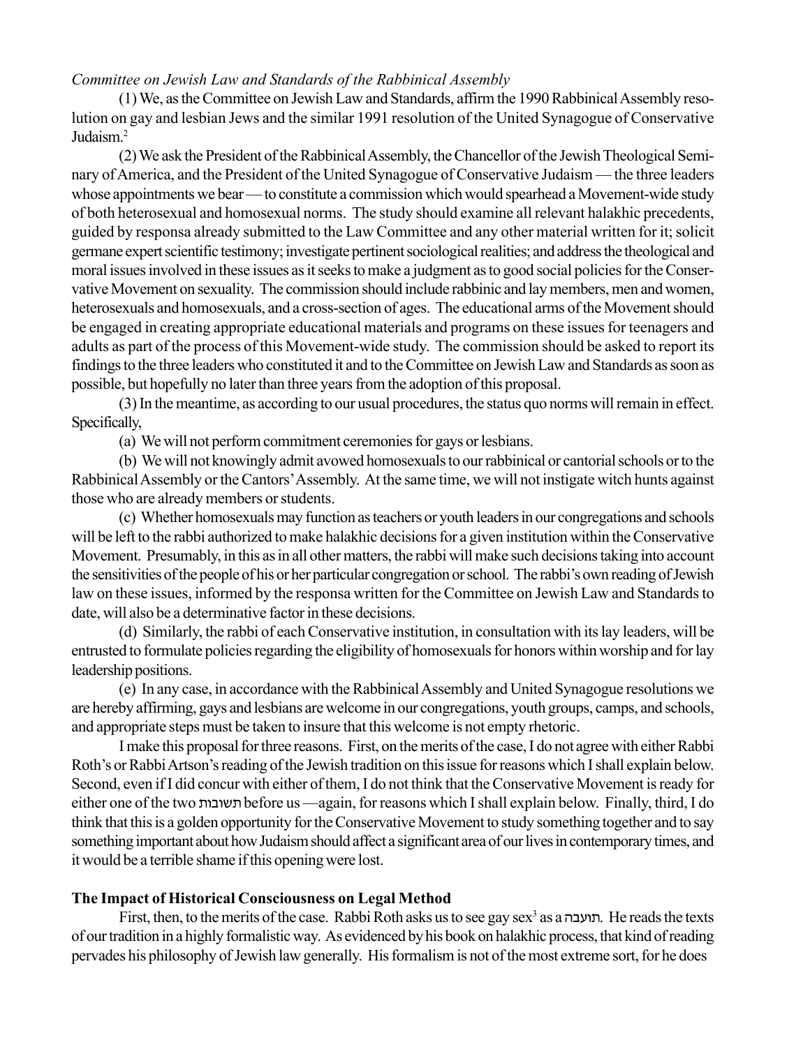*Committee on Jewish Law and Standards of the Rabbinical Assembly*

(1) We, as the Committee on Jewish Law and Standards, affirm the 1990 Rabbinical Assembly resolution on gay and lesbian Jews and the similar 1991 resolution of the United Synagogue of Conservative Judaism.[2]

(2) We ask the President of the Rabbinical Assembly, the Chancellor of the Jewish Theological Seminary of America, and the President of the United Synagogue of Conservative Judaism — the three leaders whose appointments we bear — to constitute a commission which would spearhead a Movement-wide study of both heterosexual and homosexual norms. The study should examine all relevant halakhic precedents, guided by responsa already submitted to the Law Committee and any other material written for it; solicit germane expert scientific testimony; investigate pertinent sociological realities; and address the theological and moral issues involved in these issues as it seeks to make a judgment as to good social policies for the Conservative Movement on sexuality. The commission should include rabbinic and lay members, men and women, heterosexuals and homosexuals, and a cross-section of ages. The educational arms of the Movement should be engaged in creating appropriate educational materials and programs on these issues for teenagers and adults as part of the process of this Movement-wide study. The commission should be asked to report its findings to the three leaders who constituted it and to the Committee on Jewish Law and Standards as soon as possible, but hopefully no later than three years from the adoption of this proposal.

(3) In the meantime, as according to our usual procedures, the status quo norms will remain in effect. Specifically,

(a) We will not perform commitment ceremonies for gays or lesbians.

(b) We will not knowingly admit avowed homosexuals to our rabbinical or cantorial schools or to the Rabbinical Assembly or the Cantors' Assembly. At the same time, we will not instigate witch hunts against those who are already members or students.

(c) Whether homosexuals may function as teachers or youth leaders in our congregations and schools will be left to the rabbi authorized to make halakhic decisions for a given institution within the Conservative Movement. Presumably, in this as in all other matters, the rabbi will make such decisions taking into account the sensitivities of the people of his or her particular congregation or school. The rabbi's own reading of Jewish law on these issues, informed by the responsa written for the Committee on Jewish Law and Standards to date, will also be a determinative factor in these decisions.

(d) Similarly, the rabbi of each Conservative institution, in consultation with its lay leaders, will be entrusted to formulate policies regarding the eligibility of homosexuals for honors within worship and for lay leadership positions.

(e) In any case, in accordance with the Rabbinical Assembly and United Synagogue resolutions we are hereby affirming, gays and lesbians are welcome in our congregations, youth groups, camps, and schools, and appropriate steps must be taken to insure that this welcome is not empty rhetoric.

I make this proposal for three reasons. First, on the merits of the case, I do not agree with either Rabbi Roth's or Rabbi Artson's reading of the Jewish tradition on this issue for reasons which I shall explain below. Second, even if I did concur with either of them, I do not think that the Conservative Movement is ready for either one of the two תשובות before us —again, for reasons which I shall explain below. Finally, third, I do think that this is a golden opportunity for the Conservative Movement to study something together and to say something important about how Judaism should affect a significant area of our lives in contemporary times, and it would be a terrible shame if this opening were lost.

## The Impact of Historical Consciousness on Legal Method

First, then, to the merits of the case. Rabbi Roth asks us to see gay sex[3] as a תועבה. He reads the texts of our tradition in a highly formalistic way. As evidenced by his book on halakhic process, that kind of reading pervades his philosophy of Jewish law generally. His formalism is not of the most extreme sort, for he does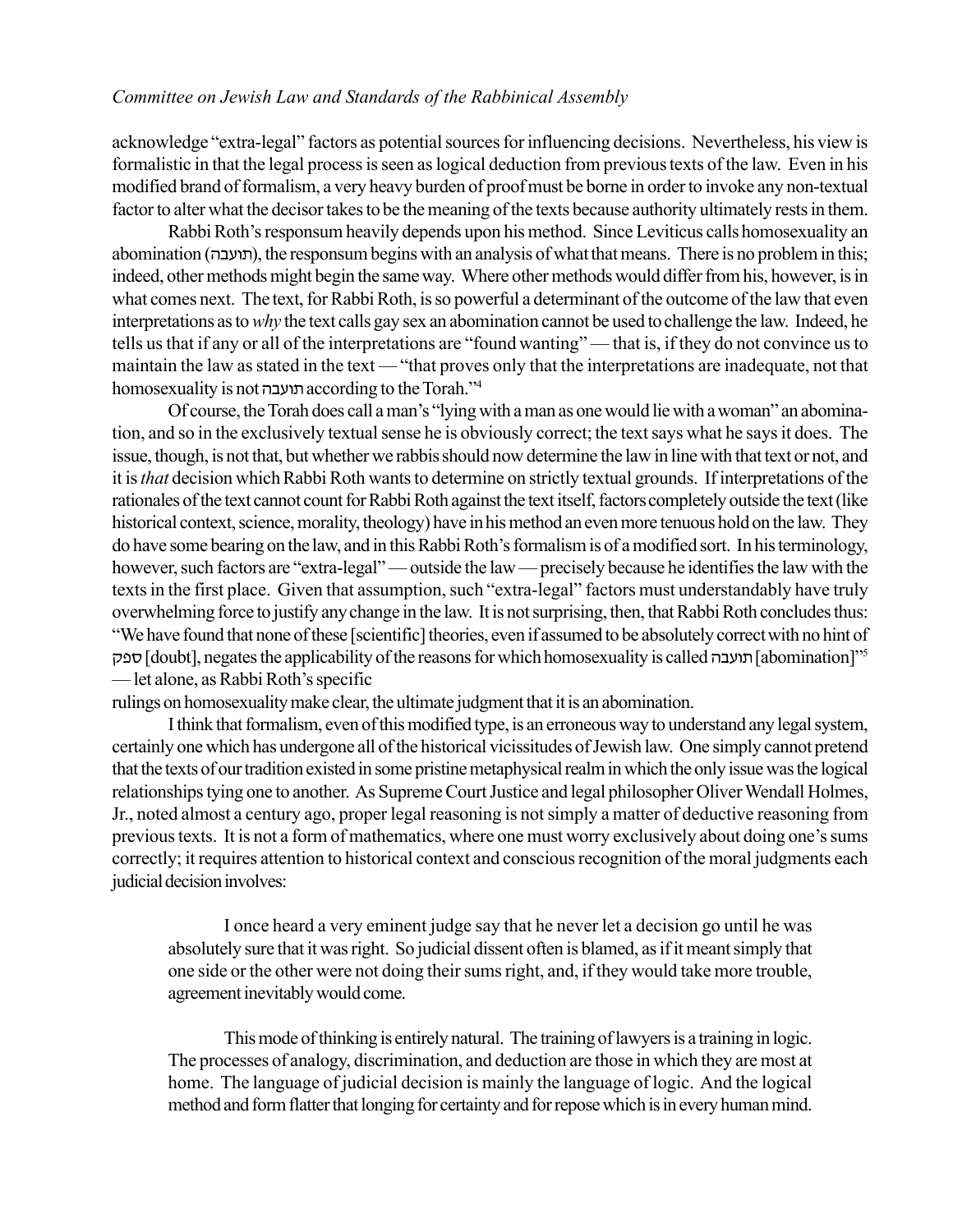acknowledge "extra-legal" factors as potential sources for influencing decisions. Nevertheless, his view is formalistic in that the legal process is seen as logical deduction from previous texts of the law. Even in his modified brand of formalism, a very heavy burden of proof must be borne in order to invoke any non-textual factor to alter what the decisor takes to be the meaning of the texts because authority ultimately rests in them.

Rabbi Roth's responsum heavily depends upon his method. Since Leviticus calls homosexuality an abomination (תועבה), the responsum begins with an analysis of what that means. There is no problem in this; indeed, other methods might begin the same way. Where other methods would differ from his, however, is in what comes next. The text, for Rabbi Roth, is so powerful a determinant of the outcome of the law that even interpretations as to *why* the text calls gay sex an abomination cannot be used to challenge the law. Indeed, he tells us that if any or all of the interpretations are "found wanting" — that is, if they do not convince us to maintain the law as stated in the text — "that proves only that the interpretations are inadequate, not that homosexuality is not תועבה according to the Torah."[4]

Of course, the Torah does call a man's "lying with a man as one would lie with a woman" an abomination, and so in the exclusively textual sense he is obviously correct; the text says what he says it does. The issue, though, is not that, but whether we rabbis should now determine the law in line with that text or not, and it is *that* decision which Rabbi Roth wants to determine on strictly textual grounds. If interpretations of the rationales of the text cannot count for Rabbi Roth against the text itself, factors completely outside the text (like historical context, science, morality, theology) have in his method an even more tenuous hold on the law. They do have some bearing on the law, and in this Rabbi Roth's formalism is of a modified sort. In his terminology, however, such factors are "extra-legal" — outside the law — precisely because he identifies the law with the texts in the first place. Given that assumption, such "extra-legal" factors must understandably have truly overwhelming force to justify any change in the law. It is not surprising, then, that Rabbi Roth concludes thus: "We have found that none of these [scientific] theories, even if assumed to be absolutely correct with no hint of ספק [doubt], negates the applicability of the reasons for which homosexuality is called תועבה [abomination]"[5] — let alone, as Rabbi Roth's specific rulings on homosexuality make clear, the ultimate judgment that it is an abomination.

I think that formalism, even of this modified type, is an erroneous way to understand any legal system, certainly one which has undergone all of the historical vicissitudes of Jewish law. One simply cannot pretend that the texts of our tradition existed in some pristine metaphysical realm in which the only issue was the logical relationships tying one to another. As Supreme Court Justice and legal philosopher Oliver Wendall Holmes, Jr., noted almost a century ago, proper legal reasoning is not simply a matter of deductive reasoning from previous texts. It is not a form of mathematics, where one must worry exclusively about doing one's sums correctly; it requires attention to historical context and conscious recognition of the moral judgments each judicial decision involves:

> I once heard a very eminent judge say that he never let a decision go until he was absolutely sure that it was right. So judicial dissent often is blamed, as if it meant simply that one side or the other were not doing their sums right, and, if they would take more trouble, agreement inevitably would come.
>
> This mode of thinking is entirely natural. The training of lawyers is a training in logic. The processes of analogy, discrimination, and deduction are those in which they are most at home. The language of judicial decision is mainly the language of logic. And the logical method and form flatter that longing for certainty and for repose which is in every human mind.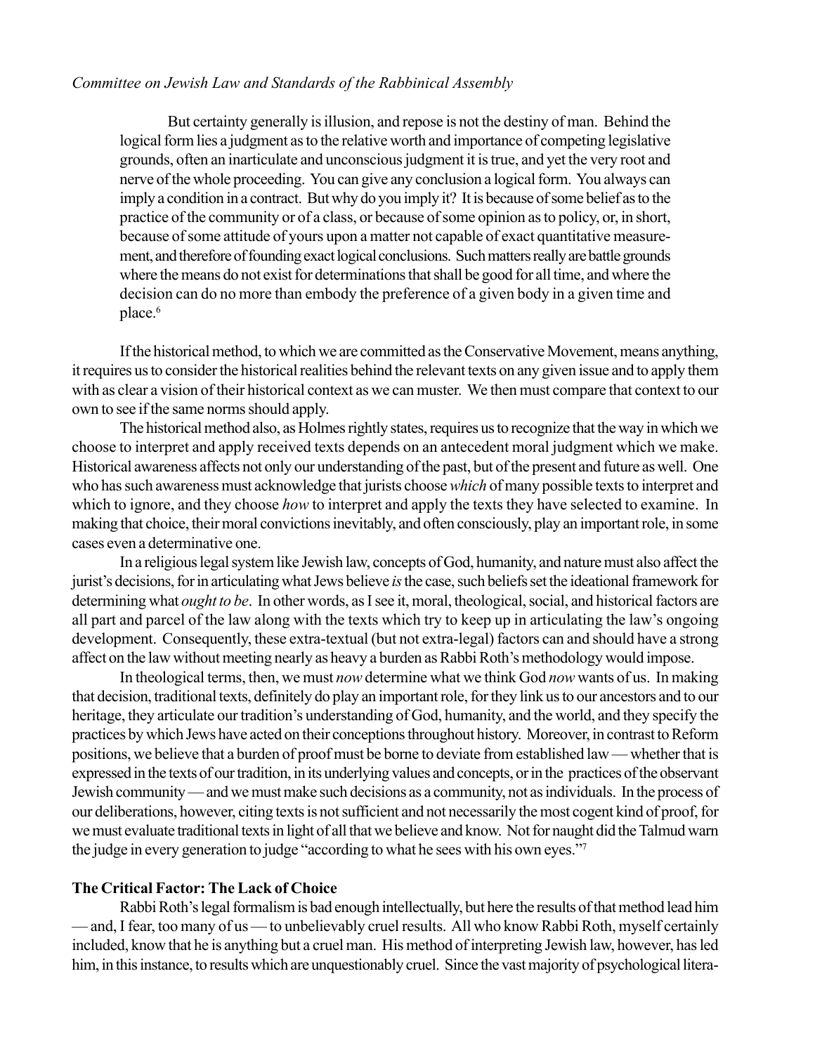> But certainty generally is illusion, and repose is not the destiny of man. Behind the logical form lies a judgment as to the relative worth and importance of competing legislative grounds, often an inarticulate and unconscious judgment it is true, and yet the very root and nerve of the whole proceeding. You can give any conclusion a logical form. You always can imply a condition in a contract. But why do you imply it? It is because of some belief as to the practice of the community or of a class, or because of some opinion as to policy, or, in short, because of some attitude of yours upon a matter not capable of exact quantitative measurement, and therefore of founding exact logical conclusions. Such matters really are battle grounds where the means do not exist for determinations that shall be good for all time, and where the decision can do no more than embody the preference of a given body in a given time and place.[6]

If the historical method, to which we are committed as the Conservative Movement, means anything, it requires us to consider the historical realities behind the relevant texts on any given issue and to apply them with as clear a vision of their historical context as we can muster. We then must compare that context to our own to see if the same norms should apply.

The historical method also, as Holmes rightly states, requires us to recognize that the way in which we choose to interpret and apply received texts depends on an antecedent moral judgment which we make. Historical awareness affects not only our understanding of the past, but of the present and future as well. One who has such awareness must acknowledge that jurists choose *which* of many possible texts to interpret and which to ignore, and they choose *how* to interpret and apply the texts they have selected to examine. In making that choice, their moral convictions inevitably, and often consciously, play an important role, in some cases even a determinative one.

In a religious legal system like Jewish law, concepts of God, humanity, and nature must also affect the jurist's decisions, for in articulating what Jews believe *is* the case, such beliefs set the ideational framework for determining what *ought to be*. In other words, as I see it, moral, theological, social, and historical factors are all part and parcel of the law along with the texts which try to keep up in articulating the law's ongoing development. Consequently, these extra-textual (but not extra-legal) factors can and should have a strong affect on the law without meeting nearly as heavy a burden as Rabbi Roth's methodology would impose.

In theological terms, then, we must *now* determine what we think God *now* wants of us. In making that decision, traditional texts, definitely do play an important role, for they link us to our ancestors and to our heritage, they articulate our tradition's understanding of God, humanity, and the world, and they specify the practices by which Jews have acted on their conceptions throughout history. Moreover, in contrast to Reform positions, we believe that a burden of proof must be borne to deviate from established law — whether that is expressed in the texts of our tradition, in its underlying values and concepts, or in the practices of the observant Jewish community — and we must make such decisions as a community, not as individuals. In the process of our deliberations, however, citing texts is not sufficient and not necessarily the most cogent kind of proof, for we must evaluate traditional texts in light of all that we believe and know. Not for naught did the Talmud warn the judge in every generation to judge "according to what he sees with his own eyes."[7]

**The Critical Factor: The Lack of Choice**

Rabbi Roth's legal formalism is bad enough intellectually, but here the results of that method lead him — and, I fear, too many of us — to unbelievably cruel results. All who know Rabbi Roth, myself certainly included, know that he is anything but a cruel man. His method of interpreting Jewish law, however, has led him, in this instance, to results which are unquestionably cruel. Since the vast majority of psychological litera-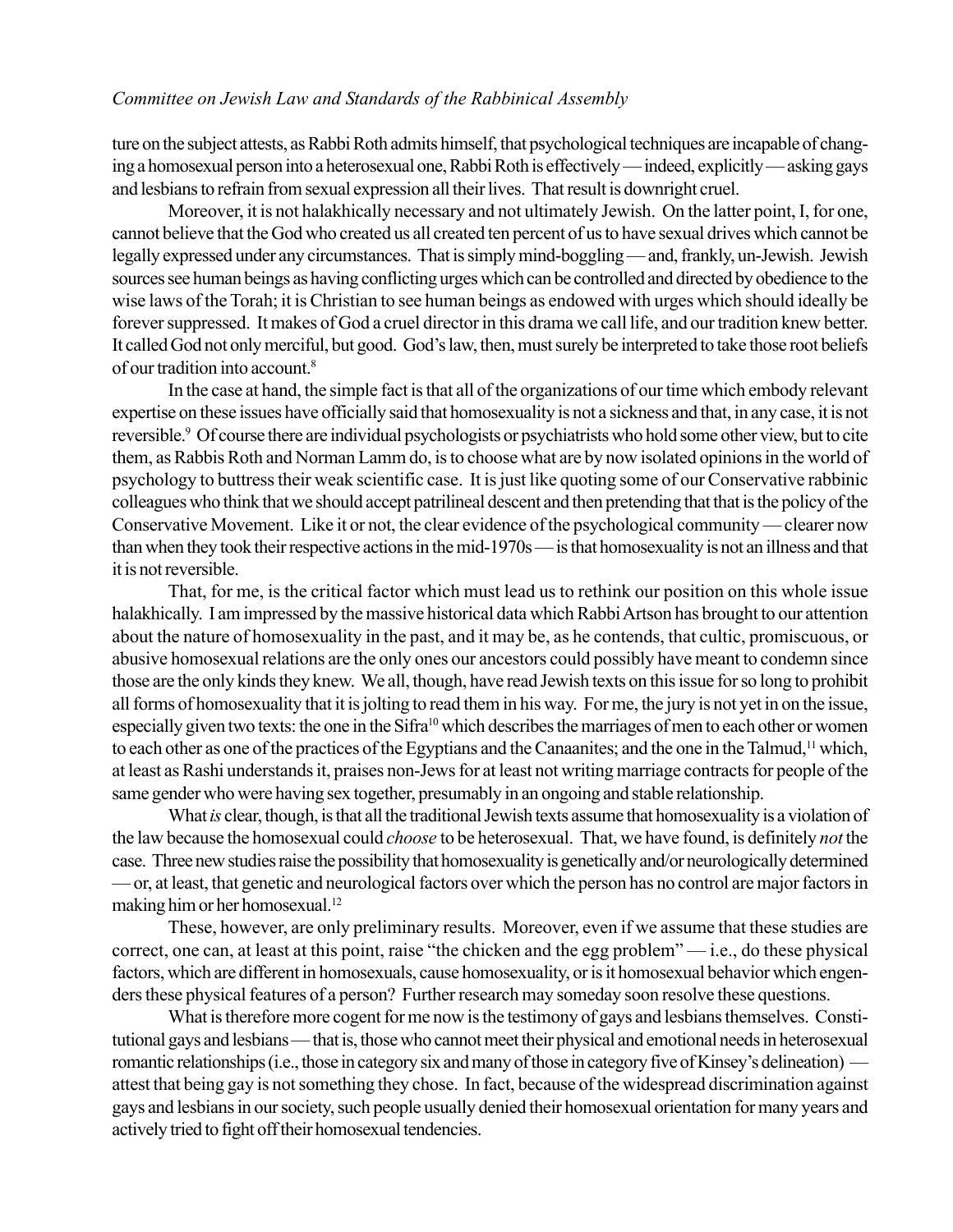ture on the subject attests, as Rabbi Roth admits himself, that psychological techniques are incapable of changing a homosexual person into a heterosexual one, Rabbi Roth is effectively — indeed, explicitly — asking gays and lesbians to refrain from sexual expression all their lives. That result is downright cruel.

Moreover, it is not halakhically necessary and not ultimately Jewish. On the latter point, I, for one, cannot believe that the God who created us all created ten percent of us to have sexual drives which cannot be legally expressed under any circumstances. That is simply mind-boggling — and, frankly, un-Jewish. Jewish sources see human beings as having conflicting urges which can be controlled and directed by obedience to the wise laws of the Torah; it is Christian to see human beings as endowed with urges which should ideally be forever suppressed. It makes of God a cruel director in this drama we call life, and our tradition knew better. It called God not only merciful, but good. God's law, then, must surely be interpreted to take those root beliefs of our tradition into account.[8]

In the case at hand, the simple fact is that all of the organizations of our time which embody relevant expertise on these issues have officially said that homosexuality is not a sickness and that, in any case, it is not reversible.[9] Of course there are individual psychologists or psychiatrists who hold some other view, but to cite them, as Rabbis Roth and Norman Lamm do, is to choose what are by now isolated opinions in the world of psychology to buttress their weak scientific case. It is just like quoting some of our Conservative rabbinic colleagues who think that we should accept patrilineal descent and then pretending that that is the policy of the Conservative Movement. Like it or not, the clear evidence of the psychological community — clearer now than when they took their respective actions in the mid-1970s — is that homosexuality is not an illness and that it is not reversible.

That, for me, is the critical factor which must lead us to rethink our position on this whole issue halakhically. I am impressed by the massive historical data which Rabbi Artson has brought to our attention about the nature of homosexuality in the past, and it may be, as he contends, that cultic, promiscuous, or abusive homosexual relations are the only ones our ancestors could possibly have meant to condemn since those are the only kinds they knew. We all, though, have read Jewish texts on this issue for so long to prohibit all forms of homosexuality that it is jolting to read them in his way. For me, the jury is not yet in on the issue, especially given two texts: the one in the Sifra[10] which describes the marriages of men to each other or women to each other as one of the practices of the Egyptians and the Canaanites; and the one in the Talmud,[11] which, at least as Rashi understands it, praises non-Jews for at least not writing marriage contracts for people of the same gender who were having sex together, presumably in an ongoing and stable relationship.

What *is* clear, though, is that all the traditional Jewish texts assume that homosexuality is a violation of the law because the homosexual could *choose* to be heterosexual. That, we have found, is definitely *not* the case. Three new studies raise the possibility that homosexuality is genetically and/or neurologically determined — or, at least, that genetic and neurological factors over which the person has no control are major factors in making him or her homosexual.[12]

These, however, are only preliminary results. Moreover, even if we assume that these studies are correct, one can, at least at this point, raise "the chicken and the egg problem" — i.e., do these physical factors, which are different in homosexuals, cause homosexuality, or is it homosexual behavior which engenders these physical features of a person? Further research may someday soon resolve these questions.

What is therefore more cogent for me now is the testimony of gays and lesbians themselves. Constitutional gays and lesbians — that is, those who cannot meet their physical and emotional needs in heterosexual romantic relationships (i.e., those in category six and many of those in category five of Kinsey's delineation) — attest that being gay is not something they chose. In fact, because of the widespread discrimination against gays and lesbians in our society, such people usually denied their homosexual orientation for many years and actively tried to fight off their homosexual tendencies.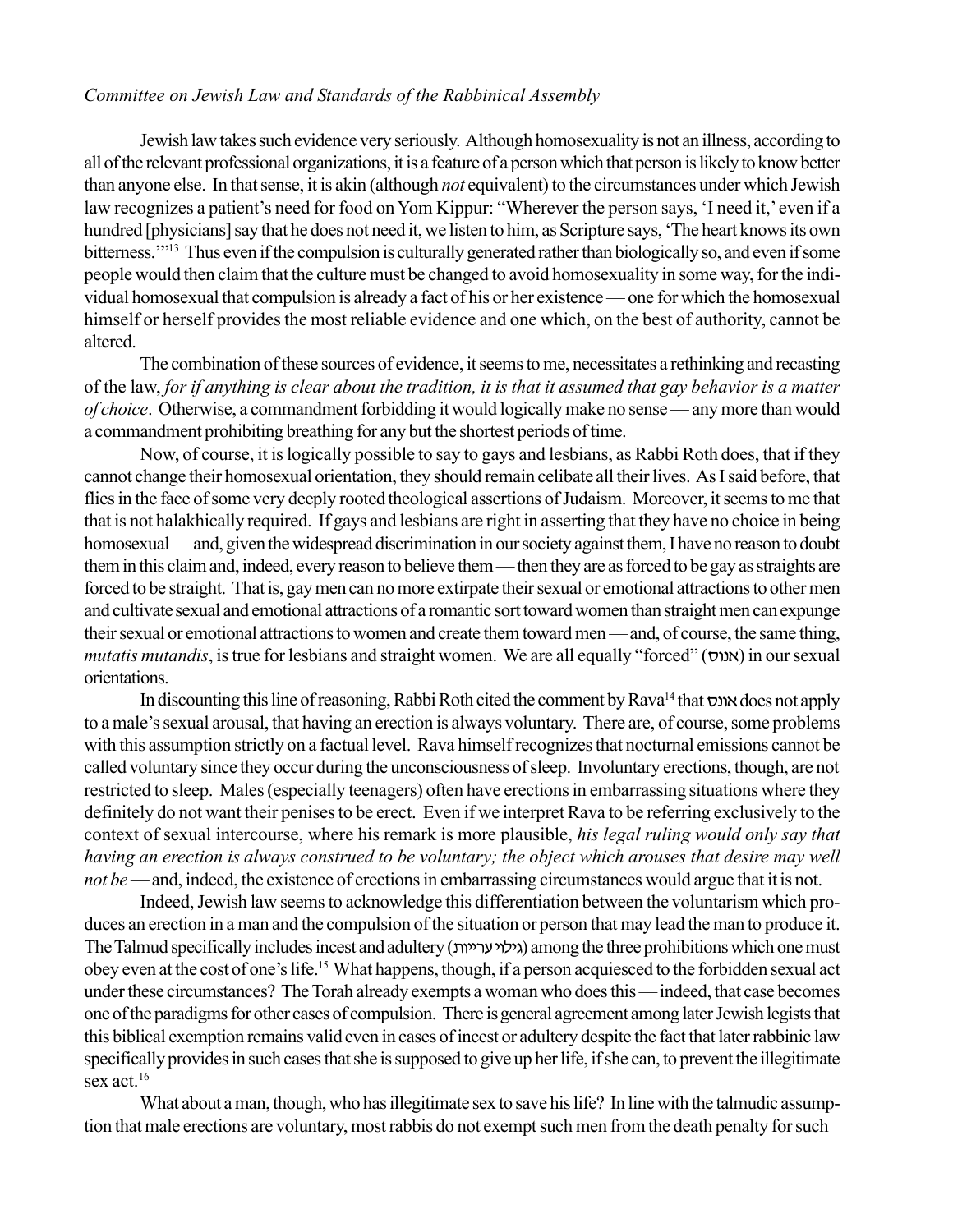Jewish law takes such evidence very seriously. Although homosexuality is not an illness, according to all of the relevant professional organizations, it is a feature of a person which that person is likely to know better than anyone else. In that sense, it is akin (although *not* equivalent) to the circumstances under which Jewish law recognizes a patient's need for food on Yom Kippur: "Wherever the person says, 'I need it,' even if a hundred [physicians] say that he does not need it, we listen to him, as Scripture says, 'The heart knows its own bitterness.'"[13] Thus even if the compulsion is culturally generated rather than biologically so, and even if some people would then claim that the culture must be changed to avoid homosexuality in some way, for the individual homosexual that compulsion is already a fact of his or her existence — one for which the homosexual himself or herself provides the most reliable evidence and one which, on the best of authority, cannot be altered.

The combination of these sources of evidence, it seems to me, necessitates a rethinking and recasting of the law, *for if anything is clear about the tradition, it is that it assumed that gay behavior is a matter of choice*. Otherwise, a commandment forbidding it would logically make no sense — any more than would a commandment prohibiting breathing for any but the shortest periods of time.

Now, of course, it is logically possible to say to gays and lesbians, as Rabbi Roth does, that if they cannot change their homosexual orientation, they should remain celibate all their lives. As I said before, that flies in the face of some very deeply rooted theological assertions of Judaism. Moreover, it seems to me that that is not halakhically required. If gays and lesbians are right in asserting that they have no choice in being homosexual — and, given the widespread discrimination in our society against them, I have no reason to doubt them in this claim and, indeed, every reason to believe them — then they are as forced to be gay as straights are forced to be straight. That is, gay men can no more extirpate their sexual or emotional attractions to other men and cultivate sexual and emotional attractions of a romantic sort toward women than straight men can expunge their sexual or emotional attractions to women and create them toward men — and, of course, the same thing, *mutatis mutandis*, is true for lesbians and straight women. We are all equally "forced" (אנוס) in our sexual orientations.

In discounting this line of reasoning, Rabbi Roth cited the comment by Rava[14] that אונס does not apply to a male's sexual arousal, that having an erection is always voluntary. There are, of course, some problems with this assumption strictly on a factual level. Rava himself recognizes that nocturnal emissions cannot be called voluntary since they occur during the unconsciousness of sleep. Involuntary erections, though, are not restricted to sleep. Males (especially teenagers) often have erections in embarrassing situations where they definitely do not want their penises to be erect. Even if we interpret Rava to be referring exclusively to the context of sexual intercourse, where his remark is more plausible, *his legal ruling would only say that having an erection is always construed to be voluntary; the object which arouses that desire may well not be* — and, indeed, the existence of erections in embarrassing circumstances would argue that it is not.

Indeed, Jewish law seems to acknowledge this differentiation between the voluntarism which produces an erection in a man and the compulsion of the situation or person that may lead the man to produce it. The Talmud specifically includes incest and adultery (גילוי עריות) among the three prohibitions which one must obey even at the cost of one's life.[15] What happens, though, if a person acquiesced to the forbidden sexual act under these circumstances? The Torah already exempts a woman who does this — indeed, that case becomes one of the paradigms for other cases of compulsion. There is general agreement among later Jewish legists that this biblical exemption remains valid even in cases of incest or adultery despite the fact that later rabbinic law specifically provides in such cases that she is supposed to give up her life, if she can, to prevent the illegitimate sex act.[16]

What about a man, though, who has illegitimate sex to save his life? In line with the talmudic assumption that male erections are voluntary, most rabbis do not exempt such men from the death penalty for such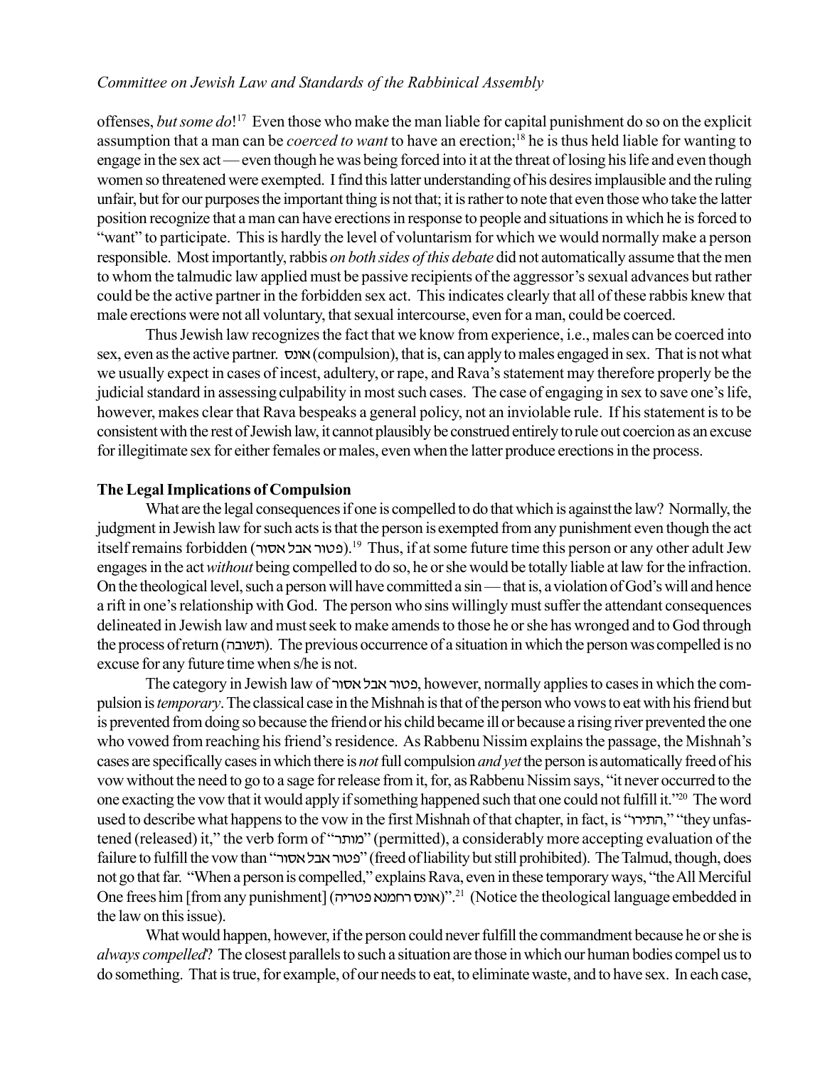offenses, *but some do*![17] Even those who make the man liable for capital punishment do so on the explicit assumption that a man can be *coerced to want* to have an erection;[18] he is thus held liable for wanting to engage in the sex act — even though he was being forced into it at the threat of losing his life and even though women so threatened were exempted. I find this latter understanding of his desires implausible and the ruling unfair, but for our purposes the important thing is not that; it is rather to note that even those who take the latter position recognize that a man can have erections in response to people and situations in which he is forced to "want" to participate. This is hardly the level of voluntarism for which we would normally make a person responsible. Most importantly, rabbis *on both sides of this debate* did not automatically assume that the men to whom the talmudic law applied must be passive recipients of the aggressor's sexual advances but rather could be the active partner in the forbidden sex act. This indicates clearly that all of these rabbis knew that male erections were not all voluntary, that sexual intercourse, even for a man, could be coerced.

Thus Jewish law recognizes the fact that we know from experience, i.e., males can be coerced into sex, even as the active partner. אונס (compulsion), that is, can apply to males engaged in sex. That is not what we usually expect in cases of incest, adultery, or rape, and Rava's statement may therefore properly be the judicial standard in assessing culpability in most such cases. The case of engaging in sex to save one's life, however, makes clear that Rava bespeaks a general policy, not an inviolable rule. If his statement is to be consistent with the rest of Jewish law, it cannot plausibly be construed entirely to rule out coercion as an excuse for illegitimate sex for either females or males, even when the latter produce erections in the process.

**The Legal Implications of Compulsion**

What are the legal consequences if one is compelled to do that which is against the law? Normally, the judgment in Jewish law for such acts is that the person is exempted from any punishment even though the act itself remains forbidden (פטור אבל אסור).[19] Thus, if at some future time this person or any other adult Jew engages in the act *without* being compelled to do so, he or she would be totally liable at law for the infraction. On the theological level, such a person will have committed a sin — that is, a violation of God's will and hence a rift in one's relationship with God. The person who sins willingly must suffer the attendant consequences delineated in Jewish law and must seek to make amends to those he or she has wronged and to God through the process of return (תשובה). The previous occurrence of a situation in which the person was compelled is no excuse for any future time when s/he is not.

The category in Jewish law of פטור אבל אסור, however, normally applies to cases in which the compulsion is *temporary*. The classical case in the Mishnah is that of the person who vows to eat with his friend but is prevented from doing so because the friend or his child became ill or because a rising river prevented the one who vowed from reaching his friend's residence. As Rabbenu Nissim explains the passage, the Mishnah's cases are specifically cases in which there is *not* full compulsion *and yet* the person is automatically freed of his vow without the need to go to a sage for release from it, for, as Rabbenu Nissim says, "it never occurred to the one exacting the vow that it would apply if something happened such that one could not fulfill it."[20] The word used to describe what happens to the vow in the first Mishnah of that chapter, in fact, is "התירו," "they unfastened (released) it," the verb form of "מותר" (permitted), a considerably more accepting evaluation of the failure to fulfill the vow than "פטור אבל אסור" (freed of liability but still prohibited). The Talmud, though, does not go that far. "When a person is compelled," explains Rava, even in these temporary ways, "the All Merciful One frees him [from any punishment] (אונס רחמנא פטריה)".[21] (Notice the theological language embedded in the law on this issue).

What would happen, however, if the person could never fulfill the commandment because he or she is *always compelled*? The closest parallels to such a situation are those in which our human bodies compel us to do something. That is true, for example, of our needs to eat, to eliminate waste, and to have sex. In each case,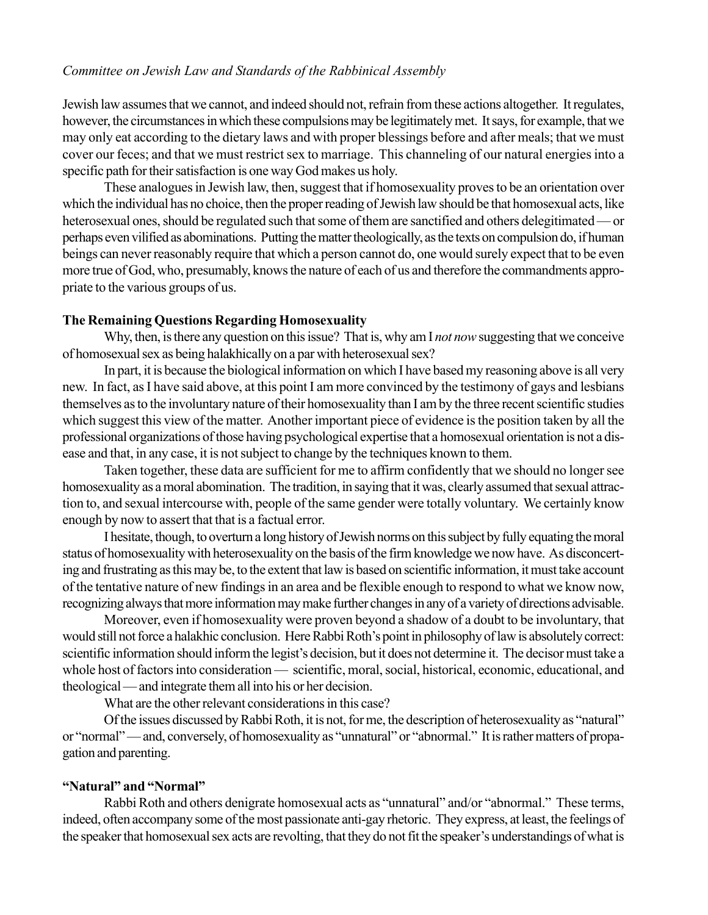Jewish law assumes that we cannot, and indeed should not, refrain from these actions altogether. It regulates, however, the circumstances in which these compulsions may be legitimately met. It says, for example, that we may only eat according to the dietary laws and with proper blessings before and after meals; that we must cover our feces; and that we must restrict sex to marriage. This channeling of our natural energies into a specific path for their satisfaction is one way God makes us holy.

These analogues in Jewish law, then, suggest that if homosexuality proves to be an orientation over which the individual has no choice, then the proper reading of Jewish law should be that homosexual acts, like heterosexual ones, should be regulated such that some of them are sanctified and others delegitimated — or perhaps even vilified as abominations. Putting the matter theologically, as the texts on compulsion do, if human beings can never reasonably require that which a person cannot do, one would surely expect that to be even more true of God, who, presumably, knows the nature of each of us and therefore the commandments appropriate to the various groups of us.

**The Remaining Questions Regarding Homosexuality**

Why, then, is there any question on this issue? That is, why am I *not now* suggesting that we conceive of homosexual sex as being halakhically on a par with heterosexual sex?

In part, it is because the biological information on which I have based my reasoning above is all very new. In fact, as I have said above, at this point I am more convinced by the testimony of gays and lesbians themselves as to the involuntary nature of their homosexuality than I am by the three recent scientific studies which suggest this view of the matter. Another important piece of evidence is the position taken by all the professional organizations of those having psychological expertise that a homosexual orientation is not a disease and that, in any case, it is not subject to change by the techniques known to them.

Taken together, these data are sufficient for me to affirm confidently that we should no longer see homosexuality as a moral abomination. The tradition, in saying that it was, clearly assumed that sexual attraction to, and sexual intercourse with, people of the same gender were totally voluntary. We certainly know enough by now to assert that that is a factual error.

I hesitate, though, to overturn a long history of Jewish norms on this subject by fully equating the moral status of homosexuality with heterosexuality on the basis of the firm knowledge we now have. As disconcerting and frustrating as this may be, to the extent that law is based on scientific information, it must take account of the tentative nature of new findings in an area and be flexible enough to respond to what we know now, recognizing always that more information may make further changes in any of a variety of directions advisable.

Moreover, even if homosexuality were proven beyond a shadow of a doubt to be involuntary, that would still not force a halakhic conclusion. Here Rabbi Roth's point in philosophy of law is absolutely correct: scientific information should inform the legist's decision, but it does not determine it. The decisor must take a whole host of factors into consideration — scientific, moral, social, historical, economic, educational, and theological — and integrate them all into his or her decision.

What are the other relevant considerations in this case?

Of the issues discussed by Rabbi Roth, it is not, for me, the description of heterosexuality as "natural" or "normal" — and, conversely, of homosexuality as "unnatural" or "abnormal." It is rather matters of propagation and parenting.

**"Natural" and "Normal"**

Rabbi Roth and others denigrate homosexual acts as "unnatural" and/or "abnormal." These terms, indeed, often accompany some of the most passionate anti-gay rhetoric. They express, at least, the feelings of the speaker that homosexual sex acts are revolting, that they do not fit the speaker's understandings of what is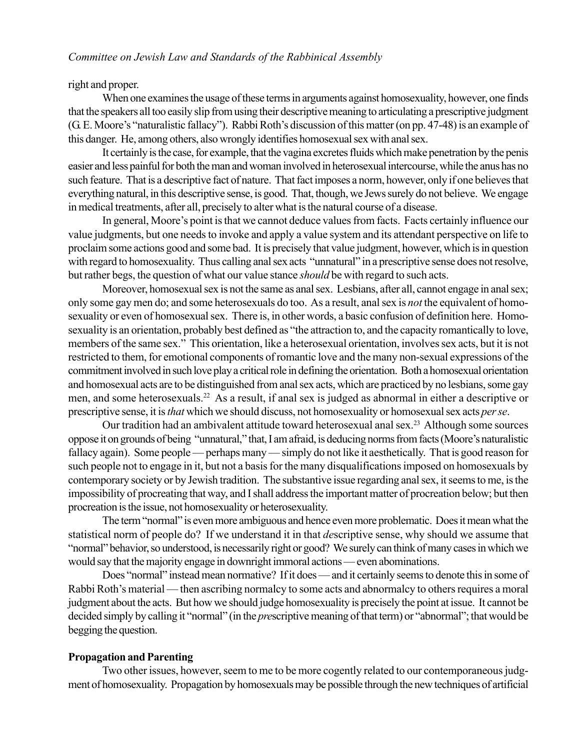right and proper.

When one examines the usage of these terms in arguments against homosexuality, however, one finds that the speakers all too easily slip from using their descriptive meaning to articulating a prescriptive judgment (G. E. Moore's "naturalistic fallacy"). Rabbi Roth's discussion of this matter (on pp. 47-48) is an example of this danger. He, among others, also wrongly identifies homosexual sex with anal sex.

It certainly is the case, for example, that the vagina excretes fluids which make penetration by the penis easier and less painful for both the man and woman involved in heterosexual intercourse, while the anus has no such feature. That is a descriptive fact of nature. That fact imposes a norm, however, only if one believes that everything natural, in this descriptive sense, is good. That, though, we Jews surely do not believe. We engage in medical treatments, after all, precisely to alter what is the natural course of a disease.

In general, Moore's point is that we cannot deduce values from facts. Facts certainly influence our value judgments, but one needs to invoke and apply a value system and its attendant perspective on life to proclaim some actions good and some bad. It is precisely that value judgment, however, which is in question with regard to homosexuality. Thus calling anal sex acts "unnatural" in a prescriptive sense does not resolve, but rather begs, the question of what our value stance *should* be with regard to such acts.

Moreover, homosexual sex is not the same as anal sex. Lesbians, after all, cannot engage in anal sex; only some gay men do; and some heterosexuals do too. As a result, anal sex is *not* the equivalent of homosexuality or even of homosexual sex. There is, in other words, a basic confusion of definition here. Homosexuality is an orientation, probably best defined as "the attraction to, and the capacity romantically to love, members of the same sex." This orientation, like a heterosexual orientation, involves sex acts, but it is not restricted to them, for emotional components of romantic love and the many non-sexual expressions of the commitment involved in such love play a critical role in defining the orientation. Both a homosexual orientation and homosexual acts are to be distinguished from anal sex acts, which are practiced by no lesbians, some gay men, and some heterosexuals.[22] As a result, if anal sex is judged as abnormal in either a descriptive or prescriptive sense, it is *that* which we should discuss, not homosexuality or homosexual sex acts *per se*.

Our tradition had an ambivalent attitude toward heterosexual anal sex.[23] Although some sources oppose it on grounds of being "unnatural," that, I am afraid, is deducing norms from facts (Moore's naturalistic fallacy again). Some people — perhaps many — simply do not like it aesthetically. That is good reason for such people not to engage in it, but not a basis for the many disqualifications imposed on homosexuals by contemporary society or by Jewish tradition. The substantive issue regarding anal sex, it seems to me, is the impossibility of procreating that way, and I shall address the important matter of procreation below; but then procreation is the issue, not homosexuality or heterosexuality.

The term "normal" is even more ambiguous and hence even more problematic. Does it mean what the statistical norm of people do? If we understand it in that *de*scriptive sense, why should we assume that "normal" behavior, so understood, is necessarily right or good? We surely can think of many cases in which we would say that the majority engage in downright immoral actions — even abominations.

Does "normal" instead mean normative? If it does — and it certainly seems to denote this in some of Rabbi Roth's material — then ascribing normalcy to some acts and abnormalcy to others requires a moral judgment about the acts. But how we should judge homosexuality is precisely the point at issue. It cannot be decided simply by calling it "normal" (in the *pre*scriptive meaning of that term) or "abnormal"; that would be begging the question.

**Propagation and Parenting**

Two other issues, however, seem to me to be more cogently related to our contemporaneous judgment of homosexuality. Propagation by homosexuals may be possible through the new techniques of artificial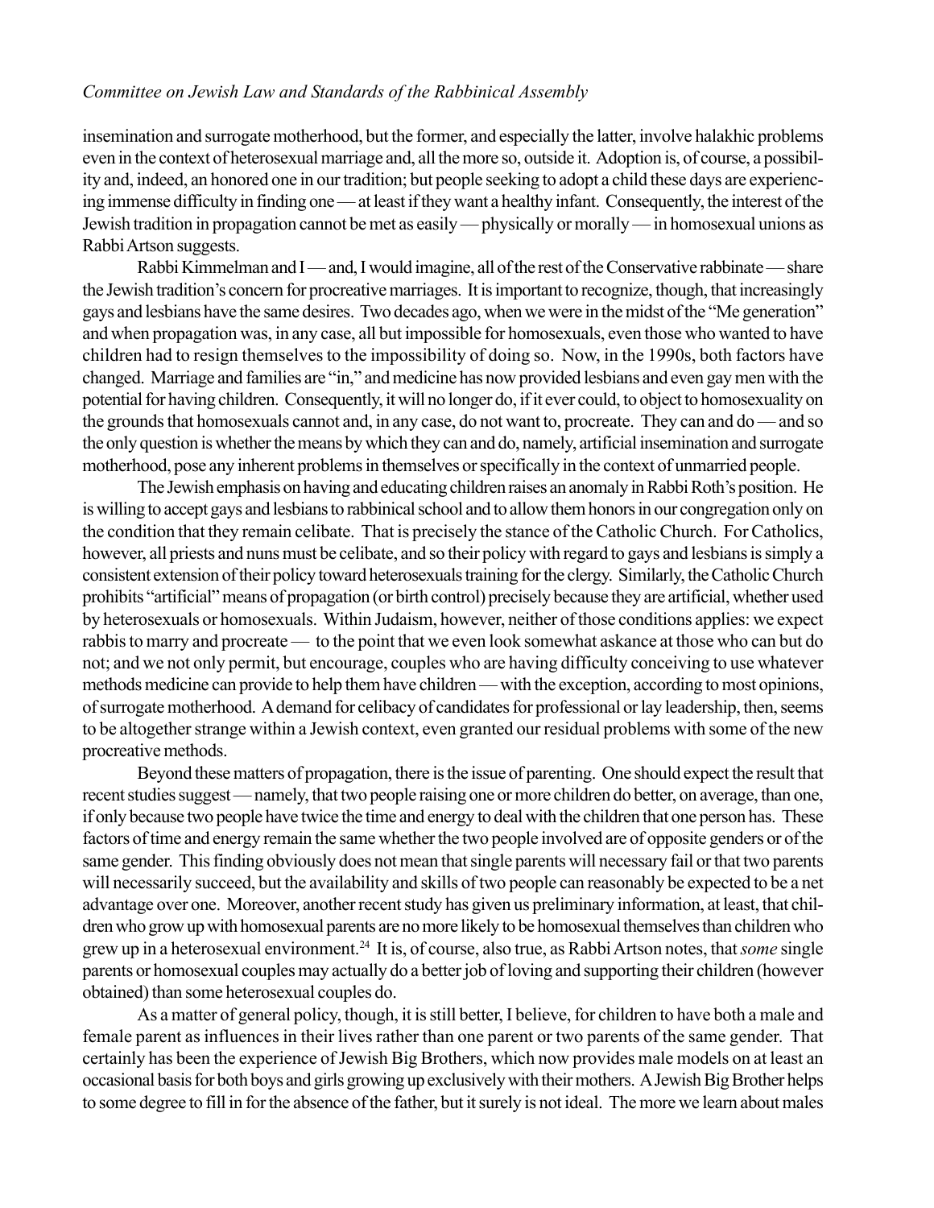insemination and surrogate motherhood, but the former, and especially the latter, involve halakhic problems even in the context of heterosexual marriage and, all the more so, outside it. Adoption is, of course, a possibility and, indeed, an honored one in our tradition; but people seeking to adopt a child these days are experiencing immense difficulty in finding one — at least if they want a healthy infant. Consequently, the interest of the Jewish tradition in propagation cannot be met as easily — physically or morally — in homosexual unions as Rabbi Artson suggests.

Rabbi Kimmelman and I — and, I would imagine, all of the rest of the Conservative rabbinate — share the Jewish tradition's concern for procreative marriages. It is important to recognize, though, that increasingly gays and lesbians have the same desires. Two decades ago, when we were in the midst of the "Me generation" and when propagation was, in any case, all but impossible for homosexuals, even those who wanted to have children had to resign themselves to the impossibility of doing so. Now, in the 1990s, both factors have changed. Marriage and families are "in," and medicine has now provided lesbians and even gay men with the potential for having children. Consequently, it will no longer do, if it ever could, to object to homosexuality on the grounds that homosexuals cannot and, in any case, do not want to, procreate. They can and do — and so the only question is whether the means by which they can and do, namely, artificial insemination and surrogate motherhood, pose any inherent problems in themselves or specifically in the context of unmarried people.

The Jewish emphasis on having and educating children raises an anomaly in Rabbi Roth's position. He is willing to accept gays and lesbians to rabbinical school and to allow them honors in our congregation only on the condition that they remain celibate. That is precisely the stance of the Catholic Church. For Catholics, however, all priests and nuns must be celibate, and so their policy with regard to gays and lesbians is simply a consistent extension of their policy toward heterosexuals training for the clergy. Similarly, the Catholic Church prohibits "artificial" means of propagation (or birth control) precisely because they are artificial, whether used by heterosexuals or homosexuals. Within Judaism, however, neither of those conditions applies: we expect rabbis to marry and procreate — to the point that we even look somewhat askance at those who can but do not; and we not only permit, but encourage, couples who are having difficulty conceiving to use whatever methods medicine can provide to help them have children — with the exception, according to most opinions, of surrogate motherhood. A demand for celibacy of candidates for professional or lay leadership, then, seems to be altogether strange within a Jewish context, even granted our residual problems with some of the new procreative methods.

Beyond these matters of propagation, there is the issue of parenting. One should expect the result that recent studies suggest — namely, that two people raising one or more children do better, on average, than one, if only because two people have twice the time and energy to deal with the children that one person has. These factors of time and energy remain the same whether the two people involved are of opposite genders or of the same gender. This finding obviously does not mean that single parents will necessary fail or that two parents will necessarily succeed, but the availability and skills of two people can reasonably be expected to be a net advantage over one. Moreover, another recent study has given us preliminary information, at least, that children who grow up with homosexual parents are no more likely to be homosexual themselves than children who grew up in a heterosexual environment.[24] It is, of course, also true, as Rabbi Artson notes, that *some* single parents or homosexual couples may actually do a better job of loving and supporting their children (however obtained) than some heterosexual couples do.

As a matter of general policy, though, it is still better, I believe, for children to have both a male and female parent as influences in their lives rather than one parent or two parents of the same gender. That certainly has been the experience of Jewish Big Brothers, which now provides male models on at least an occasional basis for both boys and girls growing up exclusively with their mothers. A Jewish Big Brother helps to some degree to fill in for the absence of the father, but it surely is not ideal. The more we learn about males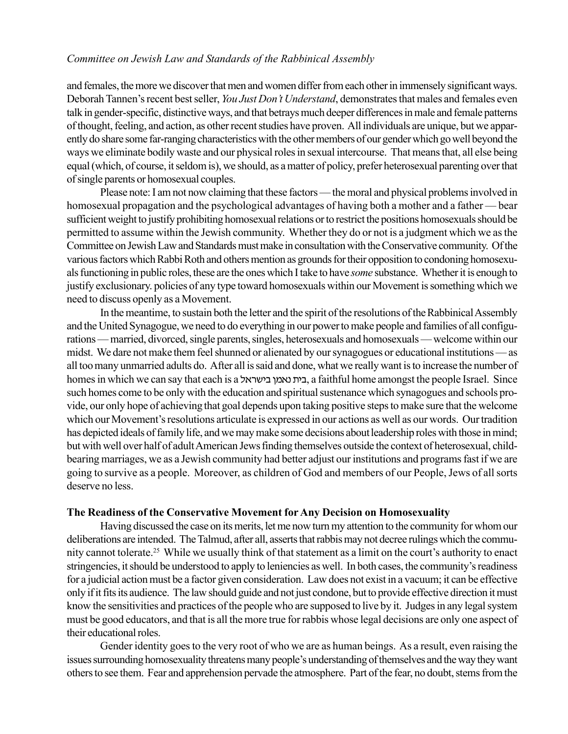and females, the more we discover that men and women differ from each other in immensely significant ways. Deborah Tannen's recent best seller, *You Just Don't Understand*, demonstrates that males and females even talk in gender-specific, distinctive ways, and that betrays much deeper differences in male and female patterns of thought, feeling, and action, as other recent studies have proven. All individuals are unique, but we apparently do share some far-ranging characteristics with the other members of our gender which go well beyond the ways we eliminate bodily waste and our physical roles in sexual intercourse. That means that, all else being equal (which, of course, it seldom is), we should, as a matter of policy, prefer heterosexual parenting over that of single parents or homosexual couples.

Please note: I am not now claiming that these factors — the moral and physical problems involved in homosexual propagation and the psychological advantages of having both a mother and a father — bear sufficient weight to justify prohibiting homosexual relations or to restrict the positions homosexuals should be permitted to assume within the Jewish community. Whether they do or not is a judgment which we as the Committee on Jewish Law and Standards must make in consultation with the Conservative community. Of the various factors which Rabbi Roth and others mention as grounds for their opposition to condoning homosexuals functioning in public roles, these are the ones which I take to have *some* substance. Whether it is enough to justify exclusionary. policies of any type toward homosexuals within our Movement is something which we need to discuss openly as a Movement.

In the meantime, to sustain both the letter and the spirit of the resolutions of the Rabbinical Assembly and the United Synagogue, we need to do everything in our power to make people and families of all configurations — married, divorced, single parents, singles, heterosexuals and homosexuals — welcome within our midst. We dare not make them feel shunned or alienated by our synagogues or educational institutions — as all too many unmarried adults do. After all is said and done, what we really want is to increase the number of homes in which we can say that each is a בית נאמן בישראל, a faithful home amongst the people Israel. Since such homes come to be only with the education and spiritual sustenance which synagogues and schools provide, our only hope of achieving that goal depends upon taking positive steps to make sure that the welcome which our Movement's resolutions articulate is expressed in our actions as well as our words. Our tradition has depicted ideals of family life, and we may make some decisions about leadership roles with those in mind; but with well over half of adult American Jews finding themselves outside the context of heterosexual, child-bearing marriages, we as a Jewish community had better adjust our institutions and programs fast if we are going to survive as a people. Moreover, as children of God and members of our People, Jews of all sorts deserve no less.

**The Readiness of the Conservative Movement for Any Decision on Homosexuality**

Having discussed the case on its merits, let me now turn my attention to the community for whom our deliberations are intended. The Talmud, after all, asserts that rabbis may not decree rulings which the community cannot tolerate.[25] While we usually think of that statement as a limit on the court's authority to enact stringencies, it should be understood to apply to leniencies as well. In both cases, the community's readiness for a judicial action must be a factor given consideration. Law does not exist in a vacuum; it can be effective only if it fits its audience. The law should guide and not just condone, but to provide effective direction it must know the sensitivities and practices of the people who are supposed to live by it. Judges in any legal system must be good educators, and that is all the more true for rabbis whose legal decisions are only one aspect of their educational roles.

Gender identity goes to the very root of who we are as human beings. As a result, even raising the issues surrounding homosexuality threatens many people's understanding of themselves and the way they want others to see them. Fear and apprehension pervade the atmosphere. Part of the fear, no doubt, stems from the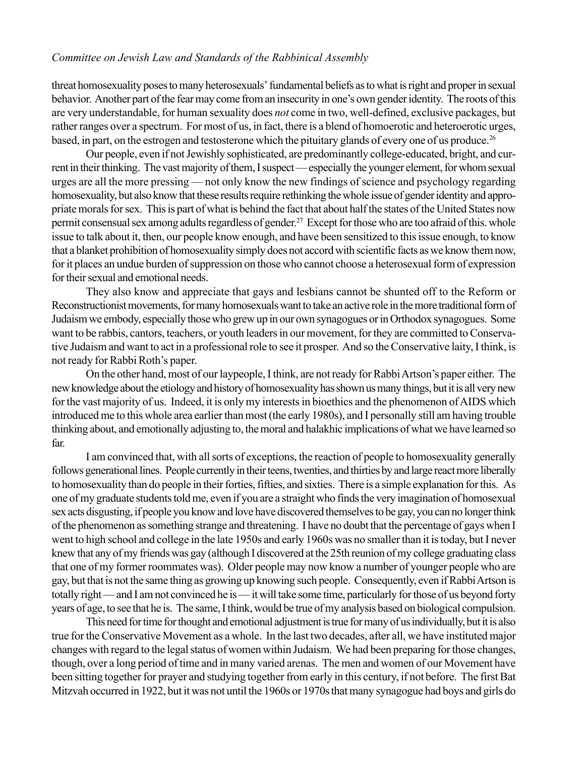threat homosexuality poses to many heterosexuals' fundamental beliefs as to what is right and proper in sexual behavior. Another part of the fear may come from an insecurity in one's own gender identity. The roots of this are very understandable, for human sexuality does *not* come in two, well-defined, exclusive packages, but rather ranges over a spectrum. For most of us, in fact, there is a blend of homoerotic and heteroerotic urges, based, in part, on the estrogen and testosterone which the pituitary glands of every one of us produce.[26]

Our people, even if not Jewishly sophisticated, are predominantly college-educated, bright, and current in their thinking. The vast majority of them, I suspect — especially the younger element, for whom sexual urges are all the more pressing — not only know the new findings of science and psychology regarding homosexuality, but also know that these results require rethinking the whole issue of gender identity and appropriate morals for sex. This is part of what is behind the fact that about half the states of the United States now permit consensual sex among adults regardless of gender.[27] Except for those who are too afraid of this. whole issue to talk about it, then, our people know enough, and have been sensitized to this issue enough, to know that a blanket prohibition of homosexuality simply does not accord with scientific facts as we know them now, for it places an undue burden of suppression on those who cannot choose a heterosexual form of expression for their sexual and emotional needs.

They also know and appreciate that gays and lesbians cannot be shunted off to the Reform or Reconstructionist movements, for many homosexuals want to take an active role in the more traditional form of Judaism we embody, especially those who grew up in our own synagogues or in Orthodox synagogues. Some want to be rabbis, cantors, teachers, or youth leaders in our movement, for they are committed to Conservative Judaism and want to act in a professional role to see it prosper. And so the Conservative laity, I think, is not ready for Rabbi Roth's paper.

On the other hand, most of our laypeople, I think, are not ready for Rabbi Artson's paper either. The new knowledge about the etiology and history of homosexuality has shown us many things, but it is all very new for the vast majority of us. Indeed, it is only my interests in bioethics and the phenomenon of AIDS which introduced me to this whole area earlier than most (the early 1980s), and I personally still am having trouble thinking about, and emotionally adjusting to, the moral and halakhic implications of what we have learned so far.

I am convinced that, with all sorts of exceptions, the reaction of people to homosexuality generally follows generational lines. People currently in their teens, twenties, and thirties by and large react more liberally to homosexuality than do people in their forties, fifties, and sixties. There is a simple explanation for this. As one of my graduate students told me, even if you are a straight who finds the very imagination of homosexual sex acts disgusting, if people you know and love have discovered themselves to be gay, you can no longer think of the phenomenon as something strange and threatening. I have no doubt that the percentage of gays when I went to high school and college in the late 1950s and early 1960s was no smaller than it is today, but I never knew that any of my friends was gay (although I discovered at the 25th reunion of my college graduating class that one of my former roommates was). Older people may now know a number of younger people who are gay, but that is not the same thing as growing up knowing such people. Consequently, even if Rabbi Artson is totally right — and I am not convinced he is — it will take some time, particularly for those of us beyond forty years of age, to see that he is. The same, I think, would be true of my analysis based on biological compulsion.

This need for time for thought and emotional adjustment is true for many of us individually, but it is also true for the Conservative Movement as a whole. In the last two decades, after all, we have instituted major changes with regard to the legal status of women within Judaism. We had been preparing for those changes, though, over a long period of time and in many varied arenas. The men and women of our Movement have been sitting together for prayer and studying together from early in this century, if not before. The first Bat Mitzvah occurred in 1922, but it was not until the 1960s or 1970s that many synagogue had boys and girls do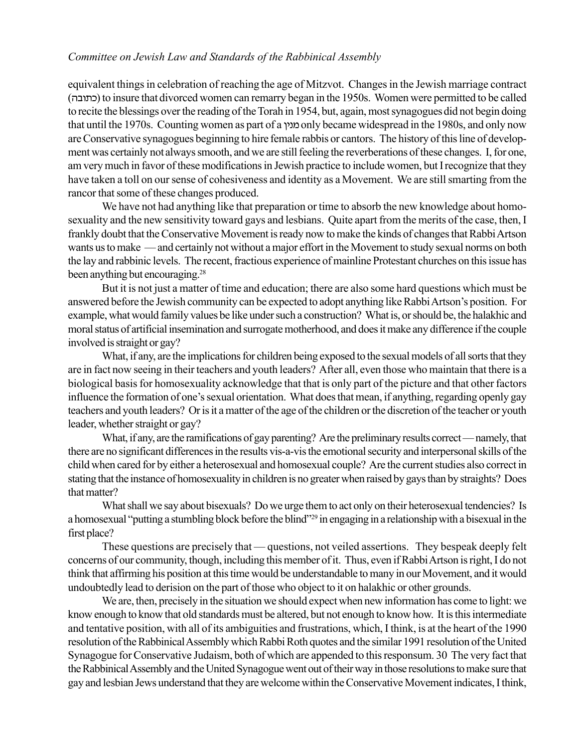equivalent things in celebration of reaching the age of Mitzvot. Changes in the Jewish marriage contract (כתובה) to insure that divorced women can remarry began in the 1950s. Women were permitted to be called to recite the blessings over the reading of the Torah in 1954, but, again, most synagogues did not begin doing that until the 1970s. Counting women as part of a מנין only became widespread in the 1980s, and only now are Conservative synagogues beginning to hire female rabbis or cantors. The history of this line of development was certainly not always smooth, and we are still feeling the reverberations of these changes. I, for one, am very much in favor of these modifications in Jewish practice to include women, but I recognize that they have taken a toll on our sense of cohesiveness and identity as a Movement. We are still smarting from the rancor that some of these changes produced.

We have not had anything like that preparation or time to absorb the new knowledge about homosexuality and the new sensitivity toward gays and lesbians. Quite apart from the merits of the case, then, I frankly doubt that the Conservative Movement is ready now to make the kinds of changes that Rabbi Artson wants us to make — and certainly not without a major effort in the Movement to study sexual norms on both the lay and rabbinic levels. The recent, fractious experience of mainline Protestant churches on this issue has been anything but encouraging.[28]

But it is not just a matter of time and education; there are also some hard questions which must be answered before the Jewish community can be expected to adopt anything like Rabbi Artson's position. For example, what would family values be like under such a construction? What is, or should be, the halakhic and moral status of artificial insemination and surrogate motherhood, and does it make any difference if the couple involved is straight or gay?

What, if any, are the implications for children being exposed to the sexual models of all sorts that they are in fact now seeing in their teachers and youth leaders? After all, even those who maintain that there is a biological basis for homosexuality acknowledge that that is only part of the picture and that other factors influence the formation of one's sexual orientation. What does that mean, if anything, regarding openly gay teachers and youth leaders? Or is it a matter of the age of the children or the discretion of the teacher or youth leader, whether straight or gay?

What, if any, are the ramifications of gay parenting? Are the preliminary results correct — namely, that there are no significant differences in the results vis-a-vis the emotional security and interpersonal skills of the child when cared for by either a heterosexual and homosexual couple? Are the current studies also correct in stating that the instance of homosexuality in children is no greater when raised by gays than by straights? Does that matter?

What shall we say about bisexuals? Do we urge them to act only on their heterosexual tendencies? Is a homosexual "putting a stumbling block before the blind"[29] in engaging in a relationship with a bisexual in the first place?

These questions are precisely that — questions, not veiled assertions. They bespeak deeply felt concerns of our community, though, including this member of it. Thus, even if Rabbi Artson is right, I do not think that affirming his position at this time would be understandable to many in our Movement, and it would undoubtedly lead to derision on the part of those who object to it on halakhic or other grounds.

We are, then, precisely in the situation we should expect when new information has come to light: we know enough to know that old standards must be altered, but not enough to know how. It is this intermediate and tentative position, with all of its ambiguities and frustrations, which, I think, is at the heart of the 1990 resolution of the Rabbinical Assembly which Rabbi Roth quotes and the similar 1991 resolution of the United Synagogue for Conservative Judaism, both of which are appended to this responsum. 30 The very fact that the Rabbinical Assembly and the United Synagogue went out of their way in those resolutions to make sure that gay and lesbian Jews understand that they are welcome within the Conservative Movement indicates, I think,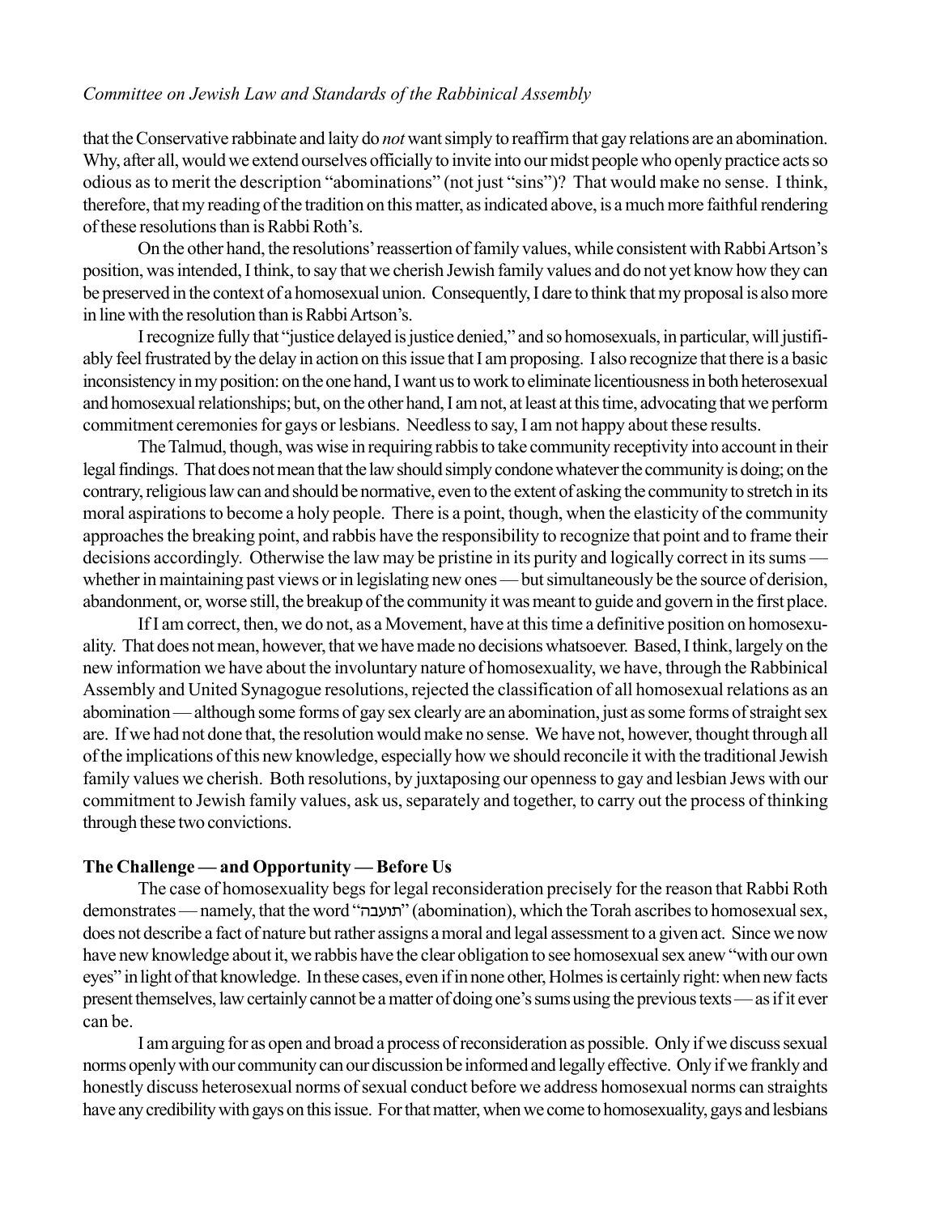that the Conservative rabbinate and laity do *not* want simply to reaffirm that gay relations are an abomination. Why, after all, would we extend ourselves officially to invite into our midst people who openly practice acts so odious as to merit the description "abominations" (not just "sins")? That would make no sense. I think, therefore, that my reading of the tradition on this matter, as indicated above, is a much more faithful rendering of these resolutions than is Rabbi Roth's.

On the other hand, the resolutions' reassertion of family values, while consistent with Rabbi Artson's position, was intended, I think, to say that we cherish Jewish family values and do not yet know how they can be preserved in the context of a homosexual union. Consequently, I dare to think that my proposal is also more in line with the resolution than is Rabbi Artson's.

I recognize fully that "justice delayed is justice denied," and so homosexuals, in particular, will justifiably feel frustrated by the delay in action on this issue that I am proposing. I also recognize that there is a basic inconsistency in my position: on the one hand, I want us to work to eliminate licentiousness in both heterosexual and homosexual relationships; but, on the other hand, I am not, at least at this time, advocating that we perform commitment ceremonies for gays or lesbians. Needless to say, I am not happy about these results.

The Talmud, though, was wise in requiring rabbis to take community receptivity into account in their legal findings. That does not mean that the law should simply condone whatever the community is doing; on the contrary, religious law can and should be normative, even to the extent of asking the community to stretch in its moral aspirations to become a holy people. There is a point, though, when the elasticity of the community approaches the breaking point, and rabbis have the responsibility to recognize that point and to frame their decisions accordingly. Otherwise the law may be pristine in its purity and logically correct in its sums — whether in maintaining past views or in legislating new ones — but simultaneously be the source of derision, abandonment, or, worse still, the breakup of the community it was meant to guide and govern in the first place.

If I am correct, then, we do not, as a Movement, have at this time a definitive position on homosexuality. That does not mean, however, that we have made no decisions whatsoever. Based, I think, largely on the new information we have about the involuntary nature of homosexuality, we have, through the Rabbinical Assembly and United Synagogue resolutions, rejected the classification of all homosexual relations as an abomination — although some forms of gay sex clearly are an abomination, just as some forms of straight sex are. If we had not done that, the resolution would make no sense. We have not, however, thought through all of the implications of this new knowledge, especially how we should reconcile it with the traditional Jewish family values we cherish. Both resolutions, by juxtaposing our openness to gay and lesbian Jews with our commitment to Jewish family values, ask us, separately and together, to carry out the process of thinking through these two convictions.

**The Challenge — and Opportunity — Before Us**

The case of homosexuality begs for legal reconsideration precisely for the reason that Rabbi Roth demonstrates — namely, that the word "תועבה" (abomination), which the Torah ascribes to homosexual sex, does not describe a fact of nature but rather assigns a moral and legal assessment to a given act. Since we now have new knowledge about it, we rabbis have the clear obligation to see homosexual sex anew "with our own eyes" in light of that knowledge. In these cases, even if in none other, Holmes is certainly right: when new facts present themselves, law certainly cannot be a matter of doing one's sums using the previous texts — as if it ever can be.

I am arguing for as open and broad a process of reconsideration as possible. Only if we discuss sexual norms openly with our community can our discussion be informed and legally effective. Only if we frankly and honestly discuss heterosexual norms of sexual conduct before we address homosexual norms can straights have any credibility with gays on this issue. For that matter, when we come to homosexuality, gays and lesbians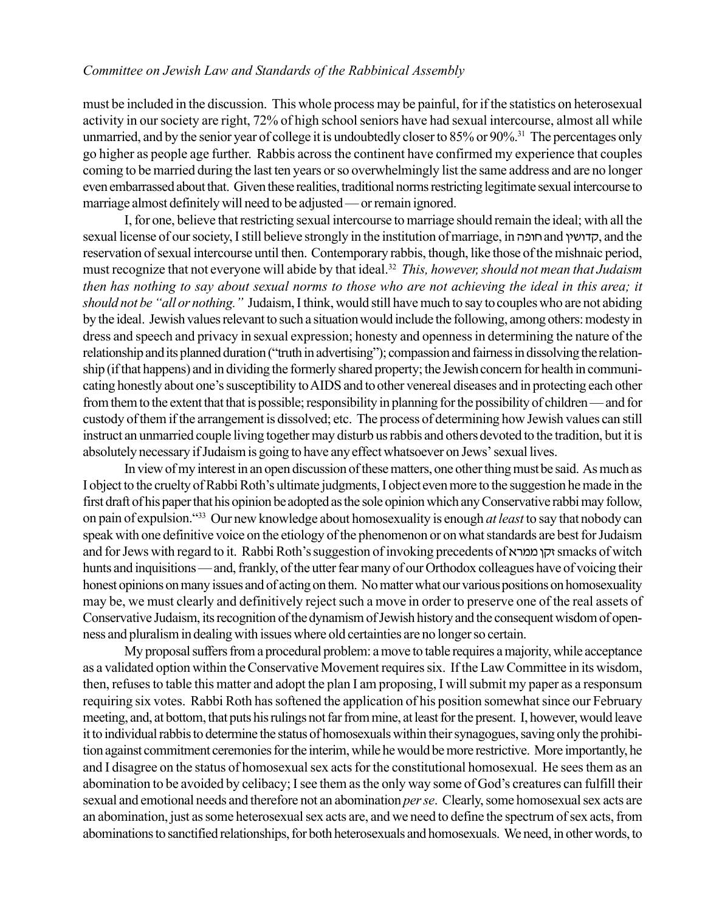must be included in the discussion. This whole process may be painful, for if the statistics on heterosexual activity in our society are right, 72% of high school seniors have had sexual intercourse, almost all while unmarried, and by the senior year of college it is undoubtedly closer to 85% or 90%.[31] The percentages only go higher as people age further. Rabbis across the continent have confirmed my experience that couples coming to be married during the last ten years or so overwhelmingly list the same address and are no longer even embarrassed about that. Given these realities, traditional norms restricting legitimate sexual intercourse to marriage almost definitely will need to be adjusted — or remain ignored.

I, for one, believe that restricting sexual intercourse to marriage should remain the ideal; with all the sexual license of our society, I still believe strongly in the institution of marriage, in חופה and קדושין, and the reservation of sexual intercourse until then. Contemporary rabbis, though, like those of the mishnaic period, must recognize that not everyone will abide by that ideal.[32] *This, however, should not mean that Judaism then has nothing to say about sexual norms to those who are not achieving the ideal in this area; it should not be "all or nothing."* Judaism, I think, would still have much to say to couples who are not abiding by the ideal. Jewish values relevant to such a situation would include the following, among others: modesty in dress and speech and privacy in sexual expression; honesty and openness in determining the nature of the relationship and its planned duration ("truth in advertising"); compassion and fairness in dissolving the relationship (if that happens) and in dividing the formerly shared property; the Jewish concern for health in communicating honestly about one's susceptibility to AIDS and to other venereal diseases and in protecting each other from them to the extent that that is possible; responsibility in planning for the possibility of children — and for custody of them if the arrangement is dissolved; etc. The process of determining how Jewish values can still instruct an unmarried couple living together may disturb us rabbis and others devoted to the tradition, but it is absolutely necessary if Judaism is going to have any effect whatsoever on Jews' sexual lives.

In view of my interest in an open discussion of these matters, one other thing must be said. As much as I object to the cruelty of Rabbi Roth's ultimate judgments, I object even more to the suggestion he made in the first draft of his paper that his opinion be adopted as the sole opinion which any Conservative rabbi may follow, on pain of expulsion."[33] Our new knowledge about homosexuality is enough *at least* to say that nobody can speak with one definitive voice on the etiology of the phenomenon or on what standards are best for Judaism and for Jews with regard to it. Rabbi Roth's suggestion of invoking precedents of זקן ממרא smacks of witch hunts and inquisitions — and, frankly, of the utter fear many of our Orthodox colleagues have of voicing their honest opinions on many issues and of acting on them. No matter what our various positions on homosexuality may be, we must clearly and definitively reject such a move in order to preserve one of the real assets of Conservative Judaism, its recognition of the dynamism of Jewish history and the consequent wisdom of openness and pluralism in dealing with issues where old certainties are no longer so certain.

My proposal suffers from a procedural problem: a move to table requires a majority, while acceptance as a validated option within the Conservative Movement requires six. If the Law Committee in its wisdom, then, refuses to table this matter and adopt the plan I am proposing, I will submit my paper as a responsum requiring six votes. Rabbi Roth has softened the application of his position somewhat since our February meeting, and, at bottom, that puts his rulings not far from mine, at least for the present. I, however, would leave it to individual rabbis to determine the status of homosexuals within their synagogues, saving only the prohibition against commitment ceremonies for the interim, while he would be more restrictive. More importantly, he and I disagree on the status of homosexual sex acts for the constitutional homosexual. He sees them as an abomination to be avoided by celibacy; I see them as the only way some of God's creatures can fulfill their sexual and emotional needs and therefore not an abomination *per se*. Clearly, some homosexual sex acts are an abomination, just as some heterosexual sex acts are, and we need to define the spectrum of sex acts, from abominations to sanctified relationships, for both heterosexuals and homosexuals. We need, in other words, to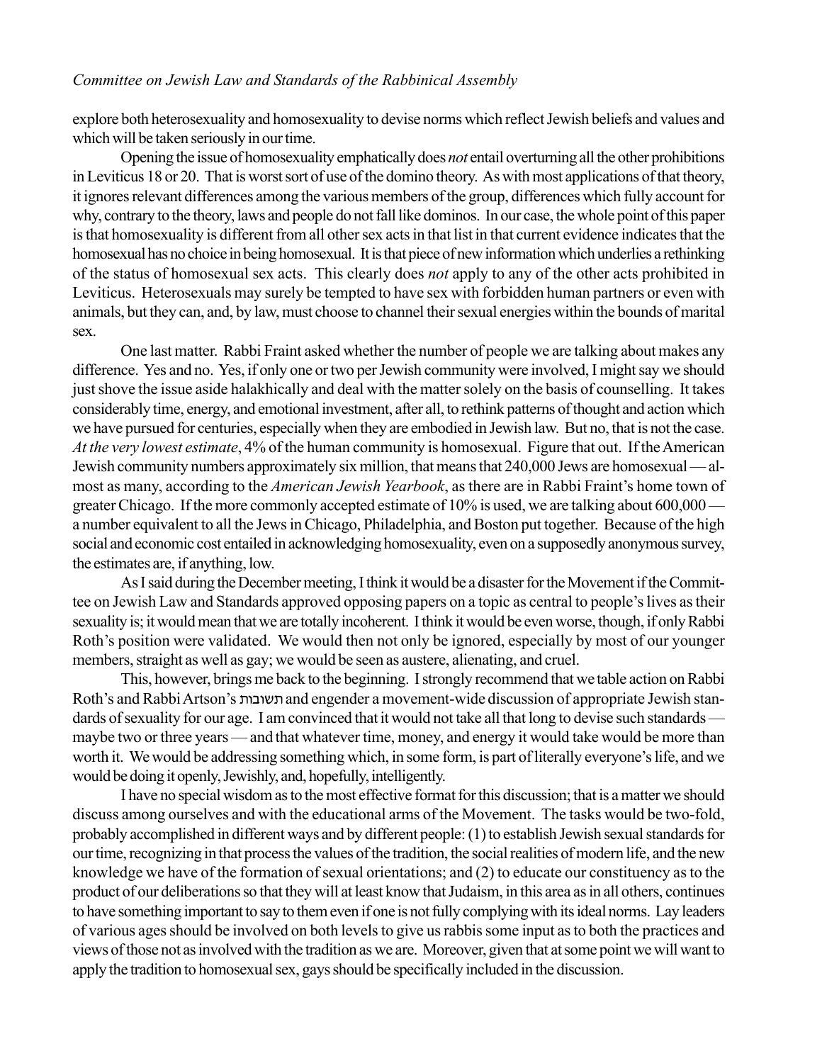explore both heterosexuality and homosexuality to devise norms which reflect Jewish beliefs and values and which will be taken seriously in our time.

Opening the issue of homosexuality emphatically does *not* entail overturning all the other prohibitions in Leviticus 18 or 20. That is worst sort of use of the domino theory. As with most applications of that theory, it ignores relevant differences among the various members of the group, differences which fully account for why, contrary to the theory, laws and people do not fall like dominos. In our case, the whole point of this paper is that homosexuality is different from all other sex acts in that list in that current evidence indicates that the homosexual has no choice in being homosexual. It is that piece of new information which underlies a rethinking of the status of homosexual sex acts. This clearly does *not* apply to any of the other acts prohibited in Leviticus. Heterosexuals may surely be tempted to have sex with forbidden human partners or even with animals, but they can, and, by law, must choose to channel their sexual energies within the bounds of marital sex.

One last matter. Rabbi Fraint asked whether the number of people we are talking about makes any difference. Yes and no. Yes, if only one or two per Jewish community were involved, I might say we should just shove the issue aside halakhically and deal with the matter solely on the basis of counselling. It takes considerably time, energy, and emotional investment, after all, to rethink patterns of thought and action which we have pursued for centuries, especially when they are embodied in Jewish law. But no, that is not the case. *At the very lowest estimate*, 4% of the human community is homosexual. Figure that out. If the American Jewish community numbers approximately six million, that means that 240,000 Jews are homosexual — almost as many, according to the *American Jewish Yearbook*, as there are in Rabbi Fraint's home town of greater Chicago. If the more commonly accepted estimate of 10% is used, we are talking about 600,000 — a number equivalent to all the Jews in Chicago, Philadelphia, and Boston put together. Because of the high social and economic cost entailed in acknowledging homosexuality, even on a supposedly anonymous survey, the estimates are, if anything, low.

As I said during the December meeting, I think it would be a disaster for the Movement if the Committee on Jewish Law and Standards approved opposing papers on a topic as central to people's lives as their sexuality is; it would mean that we are totally incoherent. I think it would be even worse, though, if only Rabbi Roth's position were validated. We would then not only be ignored, especially by most of our younger members, straight as well as gay; we would be seen as austere, alienating, and cruel.

This, however, brings me back to the beginning. I strongly recommend that we table action on Rabbi Roth's and Rabbi Artson's תשובות and engender a movement-wide discussion of appropriate Jewish standards of sexuality for our age. I am convinced that it would not take all that long to devise such standards — maybe two or three years — and that whatever time, money, and energy it would take would be more than worth it. We would be addressing something which, in some form, is part of literally everyone's life, and we would be doing it openly, Jewishly, and, hopefully, intelligently.

I have no special wisdom as to the most effective format for this discussion; that is a matter we should discuss among ourselves and with the educational arms of the Movement. The tasks would be two-fold, probably accomplished in different ways and by different people: (1) to establish Jewish sexual standards for our time, recognizing in that process the values of the tradition, the social realities of modern life, and the new knowledge we have of the formation of sexual orientations; and (2) to educate our constituency as to the product of our deliberations so that they will at least know that Judaism, in this area as in all others, continues to have something important to say to them even if one is not fully complying with its ideal norms. Lay leaders of various ages should be involved on both levels to give us rabbis some input as to both the practices and views of those not as involved with the tradition as we are. Moreover, given that at some point we will want to apply the tradition to homosexual sex, gays should be specifically included in the discussion.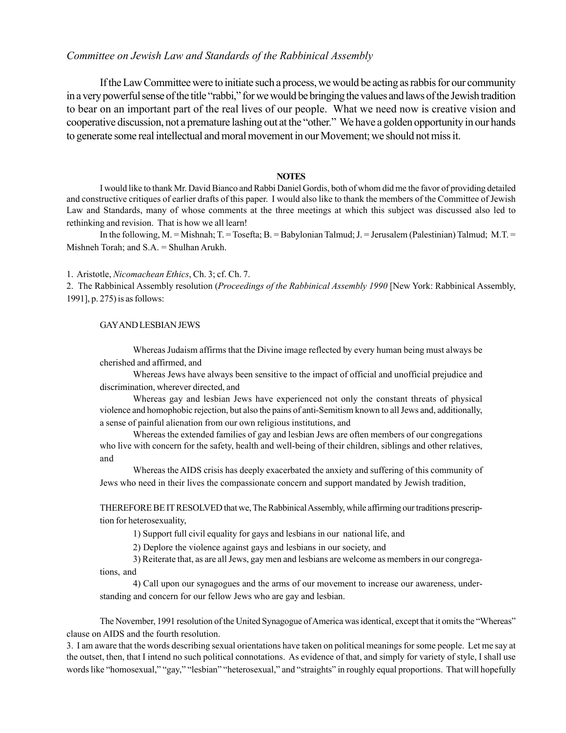If the Law Committee were to initiate such a process, we would be acting as rabbis for our community in a very powerful sense of the title "rabbi," for we would be bringing the values and laws of the Jewish tradition to bear on an important part of the real lives of our people. What we need now is creative vision and cooperative discussion, not a premature lashing out at the "other." We have a golden opportunity in our hands to generate some real intellectual and moral movement in our Movement; we should not miss it.

**NOTES**

I would like to thank Mr. David Bianco and Rabbi Daniel Gordis, both of whom did me the favor of providing detailed and constructive critiques of earlier drafts of this paper. I would also like to thank the members of the Committee of Jewish Law and Standards, many of whose comments at the three meetings at which this subject was discussed also led to rethinking and revision. That is how we all learn!

In the following, M. = Mishnah; T. = Tosefta; B. = Babylonian Talmud; J. = Jerusalem (Palestinian) Talmud; M.T. = Mishneh Torah; and S.A. = Shulhan Arukh.

1. Aristotle, *Nicomachean Ethics*, Ch. 3; cf. Ch. 7.

2. The Rabbinical Assembly resolution (*Proceedings of the Rabbinical Assembly 1990* [New York: Rabbinical Assembly, 1991], p. 275) is as follows:

> GAY AND LESBIAN JEWS
>
> Whereas Judaism affirms that the Divine image reflected by every human being must always be cherished and affirmed, and
>
> Whereas Jews have always been sensitive to the impact of official and unofficial prejudice and discrimination, wherever directed, and
>
> Whereas gay and lesbian Jews have experienced not only the constant threats of physical violence and homophobic rejection, but also the pains of anti-Semitism known to all Jews and, additionally, a sense of painful alienation from our own religious institutions, and
>
> Whereas the extended families of gay and lesbian Jews are often members of our congregations who live with concern for the safety, health and well-being of their children, siblings and other relatives, and
>
> Whereas the AIDS crisis has deeply exacerbated the anxiety and suffering of this community of Jews who need in their lives the compassionate concern and support mandated by Jewish tradition,
>
> THEREFORE BE IT RESOLVED that we, The Rabbinical Assembly, while affirming our traditions prescription for heterosexuality,
>
> 1) Support full civil equality for gays and lesbians in our national life, and
>
> 2) Deplore the violence against gays and lesbians in our society, and
>
> 3) Reiterate that, as are all Jews, gay men and lesbians are welcome as members in our congregations, and
>
> 4) Call upon our synagogues and the arms of our movement to increase our awareness, understanding and concern for our fellow Jews who are gay and lesbian.

The November, 1991 resolution of the United Synagogue of America was identical, except that it omits the "Whereas" clause on AIDS and the fourth resolution.

3. I am aware that the words describing sexual orientations have taken on political meanings for some people. Let me say at the outset, then, that I intend no such political connotations. As evidence of that, and simply for variety of style, I shall use words like "homosexual," "gay," "lesbian" "heterosexual," and "straights" in roughly equal proportions. That will hopefully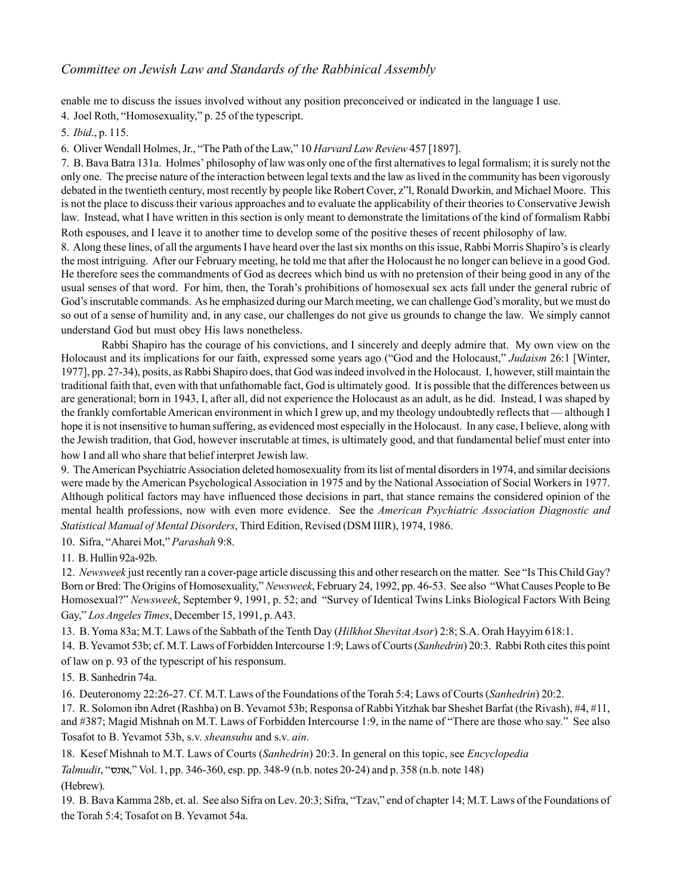enable me to discuss the issues involved without any position preconceived or indicated in the language I use.

4. Joel Roth, "Homosexuality," p. 25 of the typescript.

5. *Ibid*., p. 115.

6. Oliver Wendall Holmes, Jr., "The Path of the Law," 10 *Harvard Law Review* 457 [1897].

7. B. Bava Batra 131a. Holmes' philosophy of law was only one of the first alternatives to legal formalism; it is surely not the only one. The precise nature of the interaction between legal texts and the law as lived in the community has been vigorously debated in the twentieth century, most recently by people like Robert Cover, z"l, Ronald Dworkin, and Michael Moore. This is not the place to discuss their various approaches and to evaluate the applicability of their theories to Conservative Jewish law. Instead, what I have written in this section is only meant to demonstrate the limitations of the kind of formalism Rabbi Roth espouses, and I leave it to another time to develop some of the positive theses of recent philosophy of law.

8. Along these lines, of all the arguments I have heard over the last six months on this issue, Rabbi Morris Shapiro's is clearly the most intriguing. After our February meeting, he told me that after the Holocaust he no longer can believe in a good God. He therefore sees the commandments of God as decrees which bind us with no pretension of their being good in any of the usual senses of that word. For him, then, the Torah's prohibitions of homosexual sex acts fall under the general rubric of God's inscrutable commands. As he emphasized during our March meeting, we can challenge God's morality, but we must do so out of a sense of humility and, in any case, our challenges do not give us grounds to change the law. We simply cannot understand God but must obey His laws nonetheless.

Rabbi Shapiro has the courage of his convictions, and I sincerely and deeply admire that. My own view on the Holocaust and its implications for our faith, expressed some years ago ("God and the Holocaust," *Judaism* 26:1 [Winter, 1977], pp. 27-34), posits, as Rabbi Shapiro does, that God was indeed involved in the Holocaust. I, however, still maintain the traditional faith that, even with that unfathomable fact, God is ultimately good. It is possible that the differences between us are generational; born in 1943, I, after all, did not experience the Holocaust as an adult, as he did. Instead, I was shaped by the frankly comfortable American environment in which I grew up, and my theology undoubtedly reflects that — although I hope it is not insensitive to human suffering, as evidenced most especially in the Holocaust. In any case, I believe, along with the Jewish tradition, that God, however inscrutable at times, is ultimately good, and that fundamental belief must enter into how I and all who share that belief interpret Jewish law.

9. The American Psychiatric Association deleted homosexuality from its list of mental disorders in 1974, and similar decisions were made by the American Psychological Association in 1975 and by the National Association of Social Workers in 1977. Although political factors may have influenced those decisions in part, that stance remains the considered opinion of the mental health professions, now with even more evidence. See the *American Psychiatric Association Diagnostic and Statistical Manual of Mental Disorders*, Third Edition, Revised (DSM IIIR), 1974, 1986.

10. Sifra, "Aharei Mot," *Parashah* 9:8.

11. B. Hullin 92a-92b.

12. *Newsweek* just recently ran a cover-page article discussing this and other research on the matter. See "Is This Child Gay? Born or Bred: The Origins of Homosexuality," *Newsweek*, February 24, 1992, pp. 46-53. See also "What Causes People to Be Homosexual?" *Newsweek*, September 9, 1991, p. 52; and "Survey of Identical Twins Links Biological Factors With Being Gay," *Los Angeles Times*, December 15, 1991, p. A43.

13. B. Yoma 83a; M.T. Laws of the Sabbath of the Tenth Day (*Hilkhot Shevitat Asor*) 2:8; S.A. Orah Hayyim 618:1.

14. B. Yevamot 53b; cf. M.T. Laws of Forbidden Intercourse 1:9; Laws of Courts (*Sanhedrin*) 20:3. Rabbi Roth cites this point of law on p. 93 of the typescript of his responsum.

15. B. Sanhedrin 74a.

16. Deuteronomy 22:26-27. Cf. M.T. Laws of the Foundations of the Torah 5:4; Laws of Courts (*Sanhedrin*) 20:2.

17. R. Solomon ibn Adret (Rashba) on B. Yevamot 53b; Responsa of Rabbi Yitzhak bar Sheshet Barfat (the Rivash), #4, #11, and #387; Magid Mishnah on M.T. Laws of Forbidden Intercourse 1:9, in the name of "There are those who say." See also Tosafot to B. Yevamot 53b, s.v. *sheansuhu* and s.v. *ain*.

18. Kesef Mishnah to M.T. Laws of Courts (*Sanhedrin*) 20:3. In general on this topic, see *Encyclopedia Talmudit*, "אונס," Vol. 1, pp. 346-360, esp. pp. 348-9 (n.b. notes 20-24) and p. 358 (n.b. note 148) (Hebrew).

19. B. Bava Kamma 28b, et. al. See also Sifra on Lev. 20:3; Sifra, "Tzav," end of chapter 14; M.T. Laws of the Foundations of the Torah 5:4; Tosafot on B. Yevamot 54a.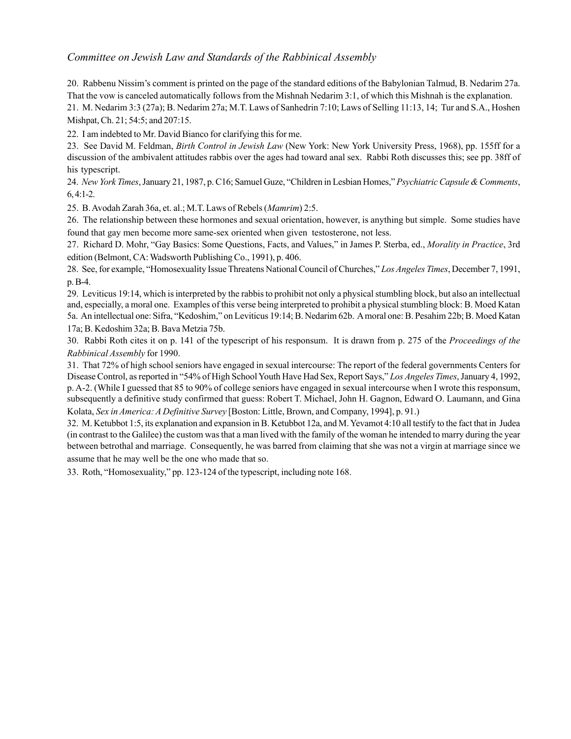20. Rabbenu Nissim's comment is printed on the page of the standard editions of the Babylonian Talmud, B. Nedarim 27a. That the vow is canceled automatically follows from the Mishnah Nedarim 3:1, of which this Mishnah is the explanation.

21. M. Nedarim 3:3 (27a); B. Nedarim 27a; M.T. Laws of Sanhedrin 7:10; Laws of Selling 11:13, 14; Tur and S.A., Hoshen Mishpat, Ch. 21; 54:5; and 207:15.

22. I am indebted to Mr. David Bianco for clarifying this for me.

23. See David M. Feldman, *Birth Control in Jewish Law* (New York: New York University Press, 1968), pp. 155ff for a discussion of the ambivalent attitudes rabbis over the ages had toward anal sex. Rabbi Roth discusses this; see pp. 38ff of his typescript.

24. *New York Times*, January 21, 1987, p. C16; Samuel Guze, "Children in Lesbian Homes," *Psychiatric Capsule & Comments*, 6, 4:1-2.

25. B. Avodah Zarah 36a, et. al.; M.T. Laws of Rebels (*Mamrim*) 2:5.

26. The relationship between these hormones and sexual orientation, however, is anything but simple. Some studies have found that gay men become more same-sex oriented when given testosterone, not less.

27. Richard D. Mohr, "Gay Basics: Some Questions, Facts, and Values," in James P. Sterba, ed., *Morality in Practice*, 3rd edition (Belmont, CA: Wadsworth Publishing Co., 1991), p. 406.

28. See, for example, "Homosexuality Issue Threatens National Council of Churches," *Los Angeles Times*, December 7, 1991, p. B-4.

29. Leviticus 19:14, which is interpreted by the rabbis to prohibit not only a physical stumbling block, but also an intellectual and, especially, a moral one. Examples of this verse being interpreted to prohibit a physical stumbling block: B. Moed Katan 5a. An intellectual one: Sifra, "Kedoshim," on Leviticus 19:14; B. Nedarim 62b. A moral one: B. Pesahim 22b; B. Moed Katan 17a; B. Kedoshim 32a; B. Bava Metzia 75b.

30. Rabbi Roth cites it on p. 141 of the typescript of his responsum. It is drawn from p. 275 of the *Proceedings of the Rabbinical Assembly* for 1990.

31. That 72% of high school seniors have engaged in sexual intercourse: The report of the federal governments Centers for Disease Control, as reported in "54% of High School Youth Have Had Sex, Report Says," *Los Angeles Times*, January 4, 1992, p. A-2. (While I guessed that 85 to 90% of college seniors have engaged in sexual intercourse when I wrote this responsum, subsequently a definitive study confirmed that guess: Robert T. Michael, John H. Gagnon, Edward O. Laumann, and Gina Kolata, *Sex in America: A Definitive Survey* [Boston: Little, Brown, and Company, 1994], p. 91.)

32. M. Ketubbot 1:5, its explanation and expansion in B. Ketubbot 12a, and M. Yevamot 4:10 all testify to the fact that in Judea (in contrast to the Galilee) the custom was that a man lived with the family of the woman he intended to marry during the year between betrothal and marriage. Consequently, he was barred from claiming that she was not a virgin at marriage since we assume that he may well be the one who made that so.

33. Roth, "Homosexuality," pp. 123-124 of the typescript, including note 168.